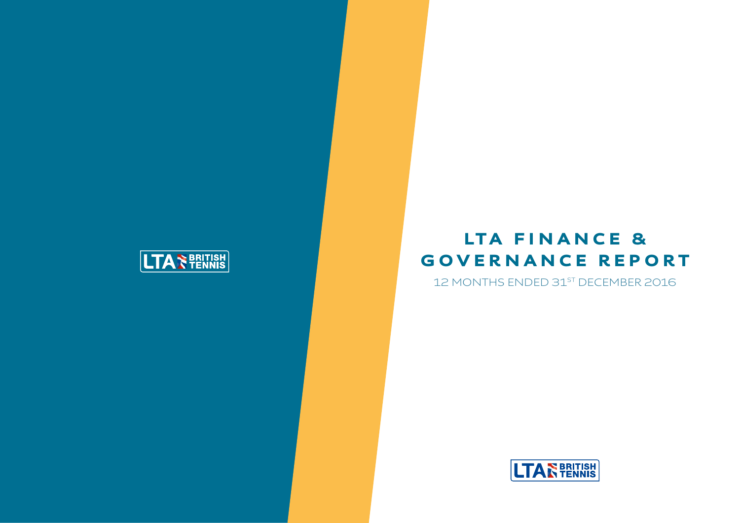# LTA FINANCE & GOVERNANCE REPORT

12 MONTHS ENDED 31ST DECEMBER 2016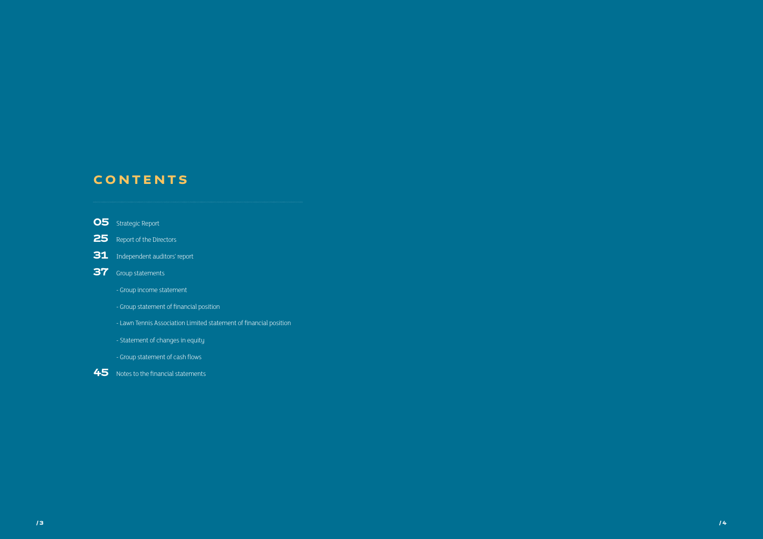# CONTENTS

**05** Strategic Report

**25** Report of the Directors

**31** Independent auditors' report

**37** Group statements

- Group income statement
- Group statement of financial position
- Lawn Tennis Association Limited statement of financial position
- Statement of changes in equity
- Group statement of cash flows

**45** Notes to the financial statements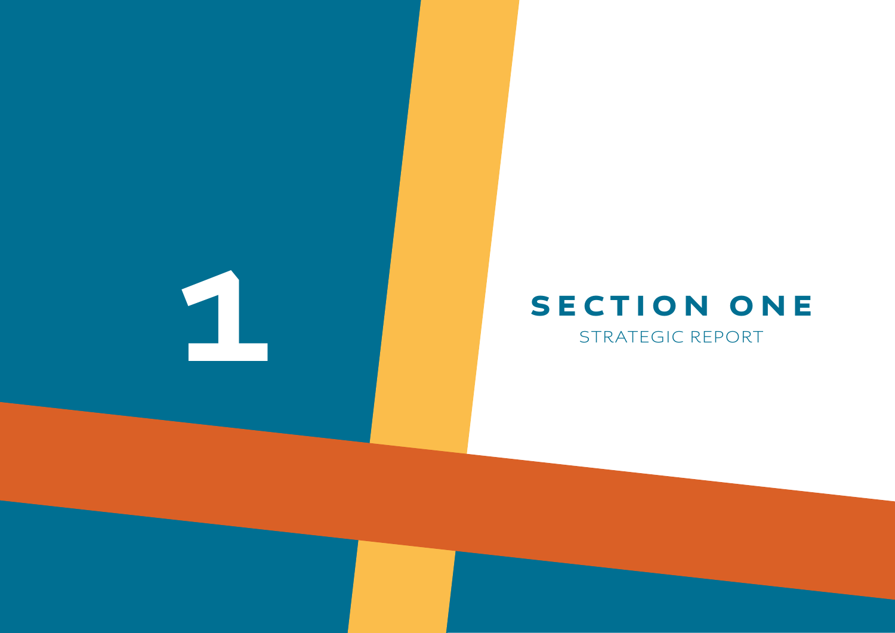# 1

# SECTION ONE

## STRATEGIC REPORT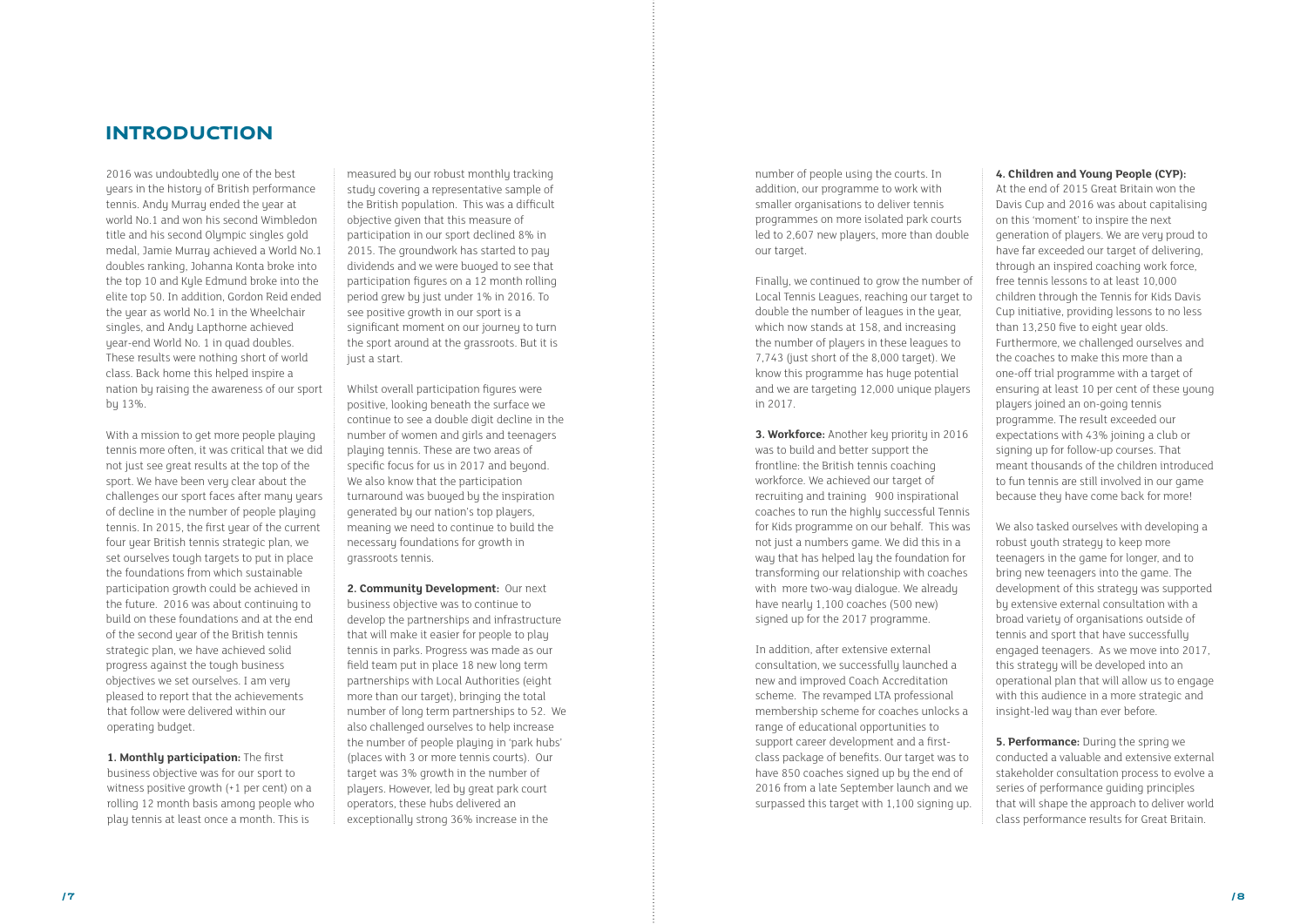# INTRODUCTION

2016 was undoubtedly one of the best years in the history of British performance tennis. Andy Murray ended the year at world No.1 and won his second Wimbledon title and his second Olympic singles gold medal, Jamie Murray achieved a World No.1 doubles ranking, Johanna Konta broke into the top 10 and Kyle Edmund broke into the elite top 50. In addition, Gordon Reid ended the year as world No.1 in the Wheelchair singles, and Andy Lapthorne achieved year-end World No. 1 in quad doubles. These results were nothing short of world class. Back home this helped inspire a nation by raising the awareness of our sport by 13%.

With a mission to get more people playing tennis more often, it was critical that we did not just see great results at the top of the sport. We have been very clear about the challenges our sport faces after many years of decline in the number of people playing tennis. In 2015, the first year of the current four year British tennis strategic plan, we set ourselves tough targets to put in place the foundations from which sustainable participation growth could be achieved in the future. 2016 was about continuing to build on these foundations and at the end of the second year of the British tennis strategic plan, we have achieved solid progress against the tough business objectives we set ourselves. I am very pleased to report that the achievements that follow were delivered within our operating budget.

**1. Monthly participation:** The first business objective was for our sport to witness positive growth (+1 per cent) on a rolling 12 month basis among people who play tennis at least once a month. This is measured by our robust monthly tracking study covering a representative sample of the British population. This was a difficult objective given that this measure of participation in our sport declined 8% in 2015. The groundwork has started to pay dividends and we were buoyed to see that participation figures on a 12 month rolling period grew by just under 1% in 2016. To see positive growth in our sport is a significant moment on our journey to turn the sport around at the grassroots. But it is just a start.

Whilst overall participation figures were positive, looking beneath the surface we continue to see a double digit decline in the number of women and girls and teenagers playing tennis. These are two areas of specific focus for us in 2017 and beyond. We also know that the participation turnaround was buoyed by the inspiration generated by our nation's top players, meaning we need to continue to build the necessary foundations for growth in grassroots tennis.

**2. Community Development:** Our next business objective was to continue to develop the partnerships and infrastructure that will make it easier for people to play tennis in parks. Progress was made as our field team put in place 18 new long term partnerships with Local Authorities (eight more than our target), bringing the total number of long term partnerships to 52. We also challenged ourselves to help increase the number of people playing in 'park hubs' (places with 3 or more tennis courts). Our target was 3% growth in the number of players. However, led by great park court operators, these hubs delivered an exceptionally strong 36% increase in the number of people using the courts. In addition, our programme to work with smaller organisations to deliver tennis programmes on more isolated park courts led to 2,607 new players, more than double our target.

Finally, we continued to grow the number of Local Tennis Leagues, reaching our target to double the number of leagues in the year, which now stands at 158, and increasing the number of players in these leagues to 7,743 (just short of the 8,000 target). We know this programme has huge potential and we are targeting 12,000 unique players in 2017.

**3. Workforce:** Another key priority in 2016 was to build and better support the frontline: the British tennis coaching workforce. We achieved our target of recruiting and training 900 inspirational coaches to run the highly successful Tennis for Kids programme on our behalf. This was not just a numbers game. We did this in a way that has helped lay the foundation for transforming our relationship with coaches with more two-way dialogue. We already have nearly 1,100 coaches (500 new) signed up for the 2017 programme.

In addition, after extensive external consultation, we successfully launched a new and improved Coach Accreditation scheme. The revamped LTA professional membership scheme for coaches unlocks a range of educational opportunities to support career development and a first-class package of benefits. Our target was to have 850 coaches signed up by the end of 2016 from a late September launch and we surpassed this target with 1,100 signing up.

**4. Children and Young People (CYP):** At the end of 2015 Great Britain won the Davis Cup and 2016 was about capitalising on this 'moment' to inspire the next generation of players. We are very proud to have far exceeded our target of delivering, through an inspired coaching work force, free tennis lessons to at least 10,000 children through the Tennis for Kids Davis Cup initiative, providing lessons to no less than 13,250 five to eight year olds. Furthermore, we challenged ourselves and the coaches to make this more than a one-off trial programme with a target of ensuring at least 10 per cent of these young players joined an on-going tennis programme. The result exceeded our expectations with 43% joining a club or signing up for follow-up courses. That meant thousands of the children introduced to fun tennis are still involved in our game because they have come back for more!

We also tasked ourselves with developing a robust youth strategy to keep more teenagers in the game for longer, and to bring new teenagers into the game. The development of this strategy was supported by extensive external consultation with a broad variety of organisations outside of tennis and sport that have successfully engaged teenagers. As we move into 2017, this strategy will be developed into an operational plan that will allow us to engage with this audience in a more strategic and insight-led way than ever before.

**5. Performance:** During the spring we conducted a valuable and extensive external stakeholder consultation process to evolve a series of performance guiding principles that will shape the approach to deliver world class performance results for Great Britain.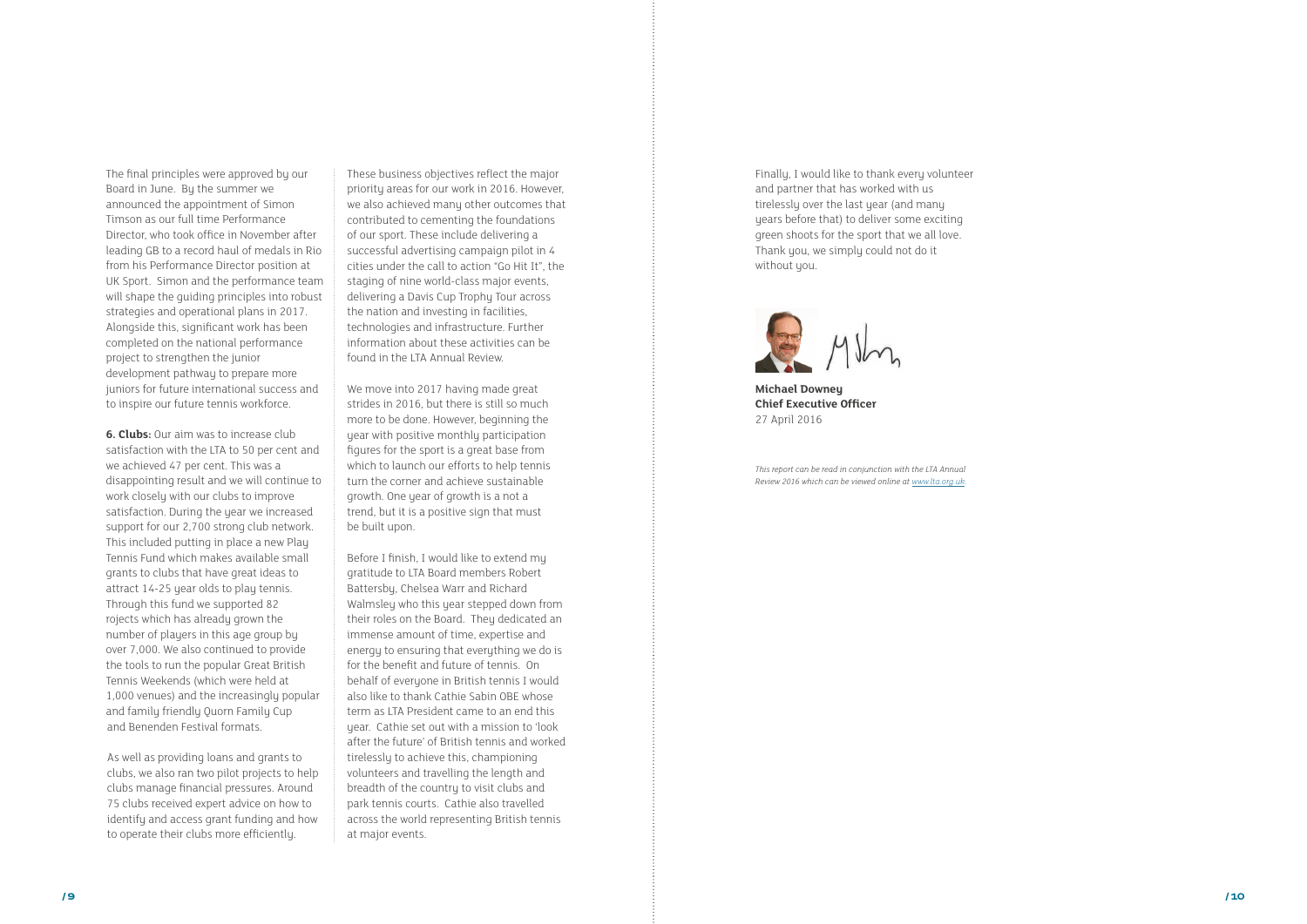The final principles were approved by our Board in June. By the summer we announced the appointment of Simon Timson as our full time Performance Director, who took office in November after leading GB to a record haul of medals in Rio from his Performance Director position at UK Sport. Simon and the performance team will shape the guiding principles into robust strategies and operational plans in 2017. Alongside this, significant work has been completed on the national performance project to strengthen the junior development pathway to prepare more juniors for future international success and to inspire our future tennis workforce.

**6. Clubs:** Our aim was to increase club satisfaction with the LTA to 50 per cent and we achieved 47 per cent. This was a disappointing result and we will continue to work closely with our clubs to improve satisfaction. During the year we increased support for our 2,700 strong club network. This included putting in place a new Play Tennis Fund which makes available small grants to clubs that have great ideas to attract 14-25 year olds to play tennis. Through this fund we supported 82 rojects which has already grown the number of players in this age group by over 7,000. We also continued to provide the tools to run the popular Great British Tennis Weekends (which were held at 1,000 venues) and the increasingly popular and family friendly Quorn Family Cup and Benenden Festival formats.

As well as providing loans and grants to clubs, we also ran two pilot projects to help clubs manage financial pressures. Around 75 clubs received expert advice on how to identify and access grant funding and how to operate their clubs more efficiently.

These business objectives reflect the major priority areas for our work in 2016. However, we also achieved many other outcomes that contributed to cementing the foundations of our sport. These include delivering a successful advertising campaign pilot in 4 cities under the call to action "Go Hit It", the staging of nine world-class major events, delivering a Davis Cup Trophy Tour across the nation and investing in facilities, technologies and infrastructure. Further information about these activities can be found in the LTA Annual Review.

We move into 2017 having made great strides in 2016, but there is still so much more to be done. However, beginning the year with positive monthly participation figures for the sport is a great base from which to launch our efforts to help tennis turn the corner and achieve sustainable growth. One year of growth is a not a trend, but it is a positive sign that must be built upon.

Before I finish, I would like to extend my gratitude to LTA Board members Robert Battersby, Chelsea Warr and Richard Walmsley who this year stepped down from their roles on the Board. They dedicated an immense amount of time, expertise and energy to ensuring that everything we do is for the benefit and future of tennis. On behalf of everyone in British tennis I would also like to thank Cathie Sabin OBE whose term as LTA President came to an end this year. Cathie set out with a mission to 'look after the future' of British tennis and worked tirelessly to achieve this, championing volunteers and travelling the length and breadth of the country to visit clubs and park tennis courts. Cathie also travelled across the world representing British tennis at major events.

Finally, I would like to thank every volunteer and partner that has worked with us tirelessly over the last year (and many years before that) to deliver some exciting green shoots for the sport that we all love. Thank you, we simply could not do it without you.

**Michael Downey**
**Chief Executive Officer**
27 April 2016

*This report can be read in conjunction with the LTA Annual Review 2016 which can be viewed online at [www.lta.org.uk](www.lta.org.uk).*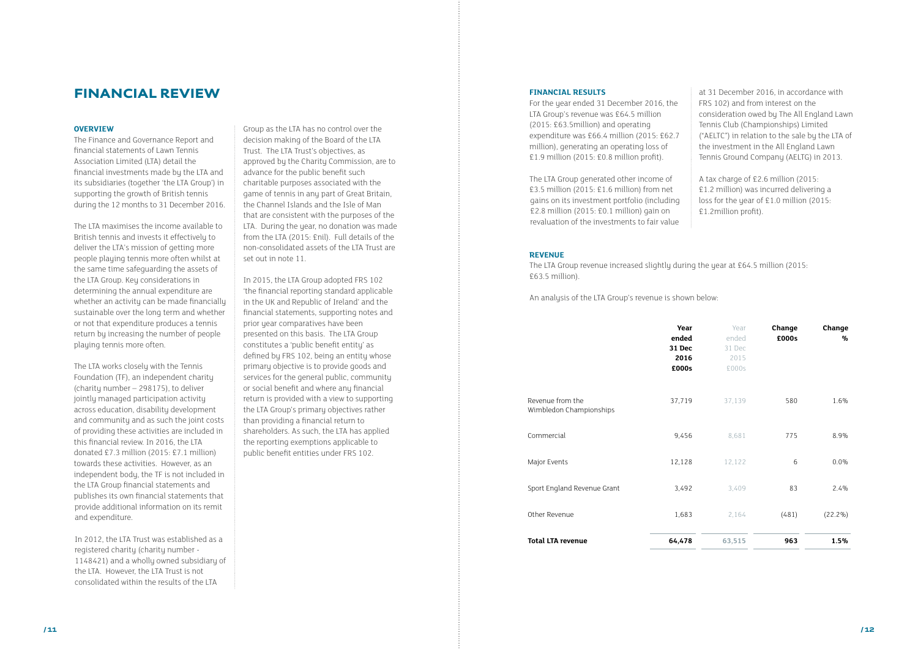# FINANCIAL REVIEW

## OVERVIEW

The Finance and Governance Report and financial statements of Lawn Tennis Association Limited (LTA) detail the financial investments made by the LTA and its subsidiaries (together 'the LTA Group') in supporting the growth of British tennis during the 12 months to 31 December 2016.

The LTA maximises the income available to British tennis and invests it effectively to deliver the LTA's mission of getting more people playing tennis more often whilst at the same time safeguarding the assets of the LTA Group. Key considerations in determining the annual expenditure are whether an activity can be made financially sustainable over the long term and whether or not that expenditure produces a tennis return by increasing the number of people playing tennis more often.

The LTA works closely with the Tennis Foundation (TF), an independent charity (charity number – 298175), to deliver jointly managed participation activity across education, disability development and community and as such the joint costs of providing these activities are included in this financial review. In 2016, the LTA donated £7.3 million (2015: £7.1 million) towards these activities. However, as an independent body, the TF is not included in the LTA Group financial statements and publishes its own financial statements that provide additional information on its remit and expenditure.

In 2012, the LTA Trust was established as a registered charity (charity number - 1148421) and a wholly owned subsidiary of the LTA. However, the LTA Trust is not consolidated within the results of the LTA Group as the LTA has no control over the decision making of the Board of the LTA Trust. The LTA Trust's objectives, as approved by the Charity Commission, are to advance for the public benefit such charitable purposes associated with the game of tennis in any part of Great Britain, the Channel Islands and the Isle of Man that are consistent with the purposes of the LTA. During the year, no donation was made from the LTA (2015: £nil). Full details of the non-consolidated assets of the LTA Trust are set out in note 11.

In 2015, the LTA Group adopted FRS 102 'the financial reporting standard applicable in the UK and Republic of Ireland' and the financial statements, supporting notes and prior year comparatives have been presented on this basis. The LTA Group constitutes a 'public benefit entity' as defined by FRS 102, being an entity whose primary objective is to provide goods and services for the general public, community or social benefit and where any financial return is provided with a view to supporting the LTA Group's primary objectives rather than providing a financial return to shareholders. As such, the LTA has applied the reporting exemptions applicable to public benefit entities under FRS 102.

## FINANCIAL RESULTS

For the year ended 31 December 2016, the LTA Group's revenue was £64.5 million (2015: £63.5million) and operating expenditure was £66.4 million (2015: £62.7 million), generating an operating loss of £1.9 million (2015: £0.8 million profit).

The LTA Group generated other income of £3.5 million (2015: £1.6 million) from net gains on its investment portfolio (including £2.8 million (2015: £0.1 million) gain on revaluation of the investments to fair value at 31 December 2016, in accordance with FRS 102) and from interest on the consideration owed by The All England Lawn Tennis Club (Championships) Limited ("AELTC") in relation to the sale by the LTA of the investment in the All England Lawn Tennis Ground Company (AELTG) in 2013.

A tax charge of £2.6 million (2015: £1.2 million) was incurred delivering a loss for the year of £1.0 million (2015: £1.2million profit).

## REVENUE

The LTA Group revenue increased slightly during the year at £64.5 million (2015: £63.5 million).

An analysis of the LTA Group's revenue is shown below:

| | Year ended 31 Dec 2016 £000s | Year ended 31 Dec 2015 £000s | Change £000s | Change % |
|---|---|---|---|---|
| Revenue from the Wimbledon Championships | 37,719 | 37,139 | 580 | 1.6% |
| Commercial | 9,456 | 8,681 | 775 | 8.9% |
| Major Events | 12,128 | 12,122 | 6 | 0.0% |
| Sport England Revenue Grant | 3,492 | 3,409 | 83 | 2.4% |
| Other Revenue | 1,683 | 2,164 | (481) | (22.2%) |
| **Total LTA revenue** | **64,478** | **63,515** | **963** | **1.5%** |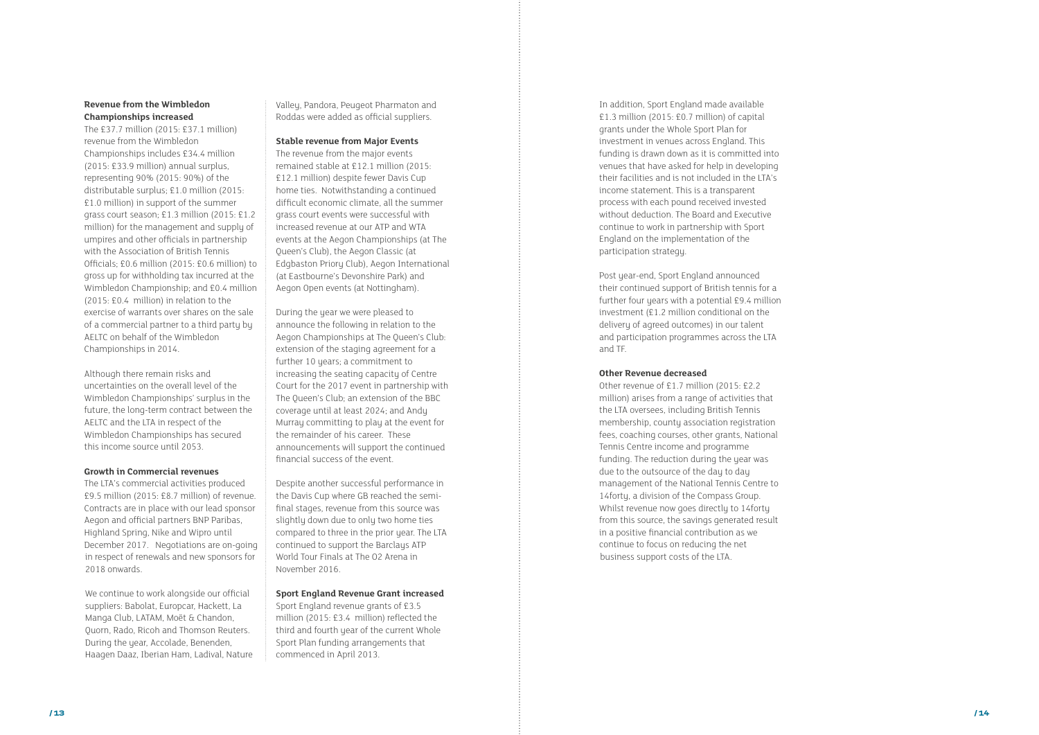**Revenue from the Wimbledon Championships increased**

The £37.7 million (2015: £37.1 million) revenue from the Wimbledon Championships includes £34.4 million (2015: £33.9 million) annual surplus, representing 90% (2015: 90%) of the distributable surplus; £1.0 million (2015: £1.0 million) in support of the summer grass court season; £1.3 million (2015: £1.2 million) for the management and supply of umpires and other officials in partnership with the Association of British Tennis Officials; £0.6 million (2015: £0.6 million) to gross up for withholding tax incurred at the Wimbledon Championship; and £0.4 million (2015: £0.4 million) in relation to the exercise of warrants over shares on the sale of a commercial partner to a third party by AELTC on behalf of the Wimbledon Championships in 2014.

Although there remain risks and uncertainties on the overall level of the Wimbledon Championships' surplus in the future, the long-term contract between the AELTC and the LTA in respect of the Wimbledon Championships has secured this income source until 2053.

**Growth in Commercial revenues**

The LTA's commercial activities produced £9.5 million (2015: £8.7 million) of revenue. Contracts are in place with our lead sponsor Aegon and official partners BNP Paribas, Highland Spring, Nike and Wipro until December 2017. Negotiations are on-going in respect of renewals and new sponsors for 2018 onwards.

We continue to work alongside our official suppliers: Babolat, Europcar, Hackett, La Manga Club, LATAM, Moët & Chandon, Quorn, Rado, Ricoh and Thomson Reuters. During the year, Accolade, Benenden, Haagen Daaz, Iberian Ham, Ladival, Nature Valley, Pandora, Peugeot Pharmaton and Roddas were added as official suppliers.

**Stable revenue from Major Events**

The revenue from the major events remained stable at £12.1 million (2015: £12.1 million) despite fewer Davis Cup home ties. Notwithstanding a continued difficult economic climate, all the summer grass court events were successful with increased revenue at our ATP and WTA events at the Aegon Championships (at The Queen's Club), the Aegon Classic (at Edgbaston Priory Club), Aegon International (at Eastbourne's Devonshire Park) and Aegon Open events (at Nottingham).

During the year we were pleased to announce the following in relation to the Aegon Championships at The Queen's Club: extension of the staging agreement for a further 10 years; a commitment to increasing the seating capacity of Centre Court for the 2017 event in partnership with The Queen's Club; an extension of the BBC coverage until at least 2024; and Andy Murray committing to play at the event for the remainder of his career. These announcements will support the continued financial success of the event.

Despite another successful performance in the Davis Cup where GB reached the semi-final stages, revenue from this source was slightly down due to only two home ties compared to three in the prior year. The LTA continued to support the Barclays ATP World Tour Finals at The O2 Arena in November 2016.

**Sport England Revenue Grant increased**

Sport England revenue grants of £3.5 million (2015: £3.4 million) reflected the third and fourth year of the current Whole Sport Plan funding arrangements that commenced in April 2013.

In addition, Sport England made available £1.3 million (2015: £0.7 million) of capital grants under the Whole Sport Plan for investment in venues across England. This funding is drawn down as it is committed into venues that have asked for help in developing their facilities and is not included in the LTA's income statement. This is a transparent process with each pound received invested without deduction. The Board and Executive continue to work in partnership with Sport England on the implementation of the participation strategy.

Post year-end, Sport England announced their continued support of British tennis for a further four years with a potential £9.4 million investment (£1.2 million conditional on the delivery of agreed outcomes) in our talent and participation programmes across the LTA and TF.

**Other Revenue decreased**

Other revenue of £1.7 million (2015: £2.2 million) arises from a range of activities that the LTA oversees, including British Tennis membership, county association registration fees, coaching courses, other grants, National Tennis Centre income and programme funding. The reduction during the year was due to the outsource of the day to day management of the National Tennis Centre to 14forty, a division of the Compass Group. Whilst revenue now goes directly to 14forty from this source, the savings generated result in a positive financial contribution as we continue to focus on reducing the net business support costs of the LTA.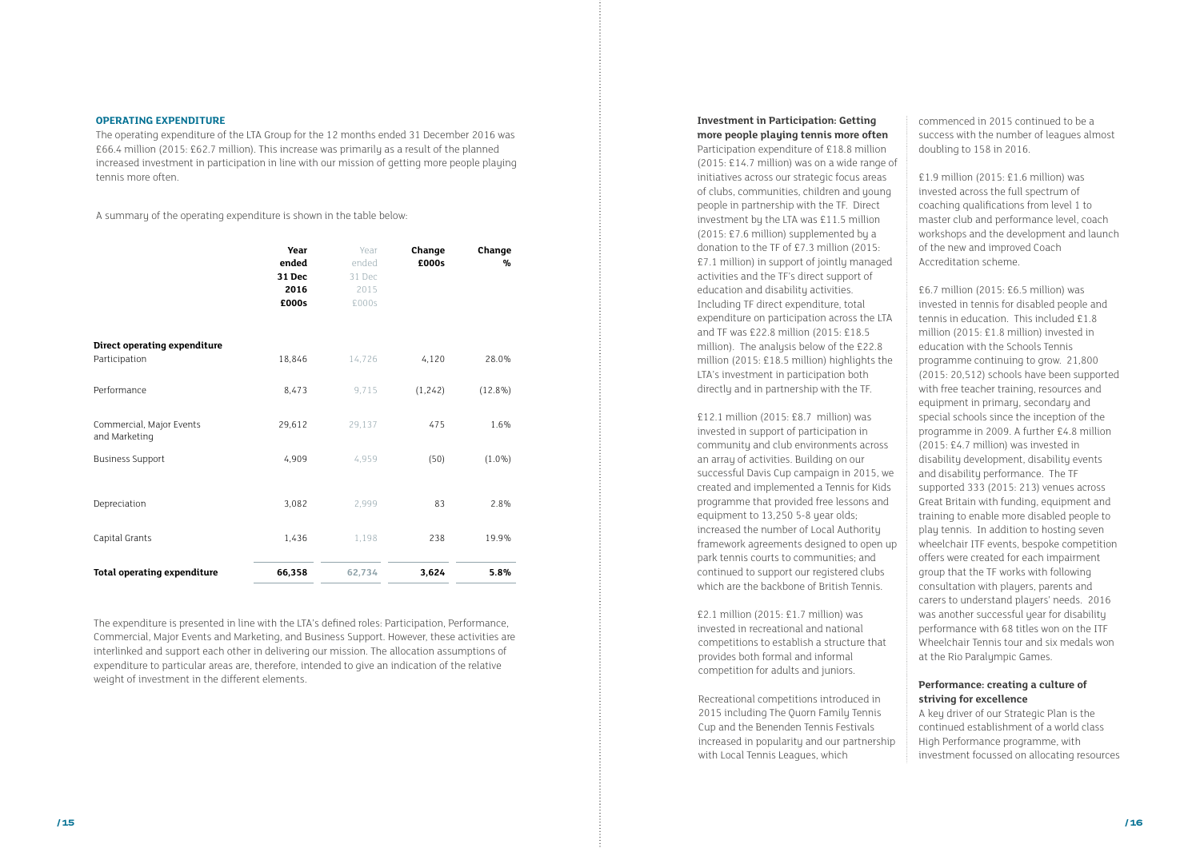## OPERATING EXPENDITURE

The operating expenditure of the LTA Group for the 12 months ended 31 December 2016 was £66.4 million (2015: £62.7 million). This increase was primarily as a result of the planned increased investment in participation in line with our mission of getting more people playing tennis more often.

A summary of the operating expenditure is shown in the table below:

| | Year ended 31 Dec 2016 £000s | Year ended 31 Dec 2015 £000s | Change £000s | Change % |
|---|---|---|---|---|
| **Direct operating expenditure** | | | | |
| Participation | 18,846 | 14,726 | 4,120 | 28.0% |
| Performance | 8,473 | 9,715 | (1,242) | (12.8%) |
| Commercial, Major Events and Marketing | 29,612 | 29,137 | 475 | 1.6% |
| Business Support | 4,909 | 4,959 | (50) | (1.0%) |
| Depreciation | 3,082 | 2,999 | 83 | 2.8% |
| Capital Grants | 1,436 | 1,198 | 238 | 19.9% |
| **Total operating expenditure** | **66,358** | **62,734** | **3,624** | **5.8%** |

The expenditure is presented in line with the LTA's defined roles: Participation, Performance, Commercial, Major Events and Marketing, and Business Support. However, these activities are interlinked and support each other in delivering our mission. The allocation assumptions of expenditure to particular areas are, therefore, intended to give an indication of the relative weight of investment in the different elements.

**Investment in Participation: Getting more people playing tennis more often**

Participation expenditure of £18.8 million (2015: £14.7 million) was on a wide range of initiatives across our strategic focus areas of clubs, communities, children and young people in partnership with the TF. Direct investment by the LTA was £11.5 million (2015: £7.6 million) supplemented by a donation to the TF of £7.3 million (2015: £7.1 million) in support of jointly managed activities and the TF's direct support of education and disability activities. Including TF direct expenditure, total expenditure on participation across the LTA and TF was £22.8 million (2015: £18.5 million). The analysis below of the £22.8 million (2015: £18.5 million) highlights the LTA's investment in participation both directly and in partnership with the TF.

£12.1 million (2015: £8.7 million) was invested in support of participation in community and club environments across an array of activities. Building on our successful Davis Cup campaign in 2015, we created and implemented a Tennis for Kids programme that provided free lessons and equipment to 13,250 5-8 year olds; increased the number of Local Authority framework agreements designed to open up park tennis courts to communities; and continued to support our registered clubs which are the backbone of British Tennis.

£2.1 million (2015: £1.7 million) was invested in recreational and national competitions to establish a structure that provides both formal and informal competition for adults and juniors.

Recreational competitions introduced in 2015 including The Quorn Family Tennis Cup and the Benenden Tennis Festivals increased in popularity and our partnership with Local Tennis Leagues, which commenced in 2015 continued to be a success with the number of leagues almost doubling to 158 in 2016.

£1.9 million (2015: £1.6 million) was invested across the full spectrum of coaching qualifications from level 1 to master club and performance level, coach workshops and the development and launch of the new and improved Coach Accreditation scheme.

£6.7 million (2015: £6.5 million) was invested in tennis for disabled people and tennis in education. This included £1.8 million (2015: £1.8 million) invested in education with the Schools Tennis programme continuing to grow. 21,800 (2015: 20,512) schools have been supported with free teacher training, resources and equipment in primary, secondary and special schools since the inception of the programme in 2009. A further £4.8 million (2015: £4.7 million) was invested in disability development, disability events and disability performance. The TF supported 333 (2015: 213) venues across Great Britain with funding, equipment and training to enable more disabled people to play tennis. In addition to hosting seven wheelchair ITF events, bespoke competition offers were created for each impairment group that the TF works with following consultation with players, parents and carers to understand players' needs. 2016 was another successful year for disability performance with 68 titles won on the ITF Wheelchair Tennis tour and six medals won at the Rio Paralympic Games.

**Performance: creating a culture of striving for excellence**

A key driver of our Strategic Plan is the continued establishment of a world class High Performance programme, with investment focussed on allocating resources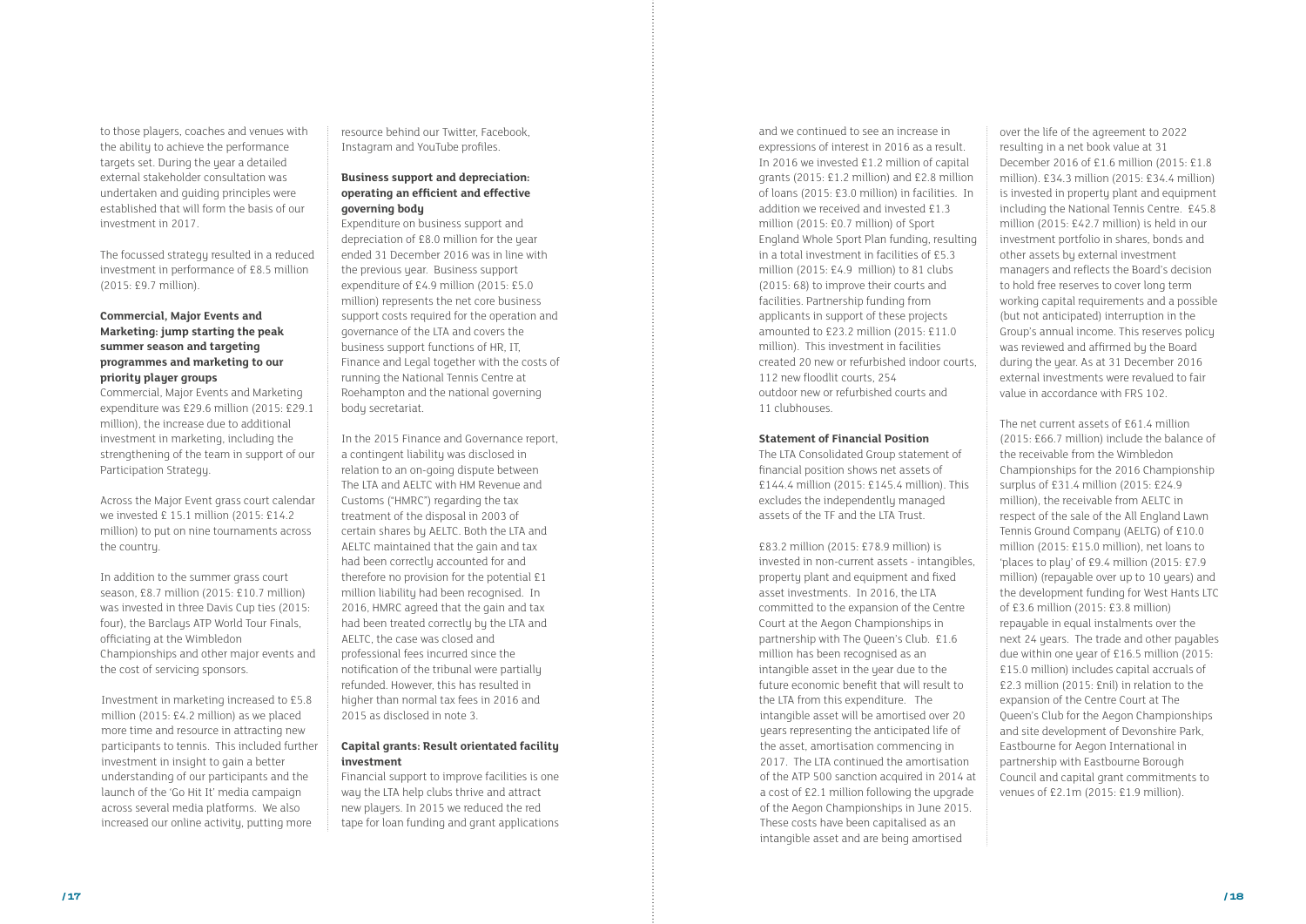to those players, coaches and venues with the ability to achieve the performance targets set. During the year a detailed external stakeholder consultation was undertaken and guiding principles were established that will form the basis of our investment in 2017.

The focussed strategy resulted in a reduced investment in performance of £8.5 million (2015: £9.7 million).

**Commercial, Major Events and Marketing: jump starting the peak summer season and targeting programmes and marketing to our priority player groups**

Commercial, Major Events and Marketing expenditure was £29.6 million (2015: £29.1 million), the increase due to additional investment in marketing, including the strengthening of the team in support of our Participation Strategy.

Across the Major Event grass court calendar we invested £ 15.1 million (2015: £14.2 million) to put on nine tournaments across the country.

In addition to the summer grass court season, £8.7 million (2015: £10.7 million) was invested in three Davis Cup ties (2015: four), the Barclays ATP World Tour Finals, officiating at the Wimbledon Championships and other major events and the cost of servicing sponsors.

Investment in marketing increased to £5.8 million (2015: £4.2 million) as we placed more time and resource in attracting new participants to tennis. This included further investment in insight to gain a better understanding of our participants and the launch of the 'Go Hit It' media campaign across several media platforms. We also increased our online activity, putting more resource behind our Twitter, Facebook, Instagram and YouTube profiles.

**Business support and depreciation: operating an efficient and effective governing body**

Expenditure on business support and depreciation of £8.0 million for the year ended 31 December 2016 was in line with the previous year. Business support expenditure of £4.9 million (2015: £5.0 million) represents the net core business support costs required for the operation and governance of the LTA and covers the business support functions of HR, IT, Finance and Legal together with the costs of running the National Tennis Centre at Roehampton and the national governing body secretariat.

In the 2015 Finance and Governance report, a contingent liability was disclosed in relation to an on-going dispute between The LTA and AELTC with HM Revenue and Customs ("HMRC") regarding the tax treatment of the disposal in 2003 of certain shares by AELTC. Both the LTA and AELTC maintained that the gain and tax had been correctly accounted for and therefore no provision for the potential £1 million liability had been recognised. In 2016, HMRC agreed that the gain and tax had been treated correctly by the LTA and AELTC, the case was closed and professional fees incurred since the notification of the tribunal were partially refunded. However, this has resulted in higher than normal tax fees in 2016 and 2015 as disclosed in note 3.

**Capital grants: Result orientated facility investment**

Financial support to improve facilities is one way the LTA help clubs thrive and attract new players. In 2015 we reduced the red tape for loan funding and grant applications and we continued to see an increase in expressions of interest in 2016 as a result. In 2016 we invested £1.2 million of capital grants (2015: £1.2 million) and £2.8 million of loans (2015: £3.0 million) in facilities. In addition we received and invested £1.3 million (2015: £0.7 million) of Sport England Whole Sport Plan funding, resulting in a total investment in facilities of £5.3 million (2015: £4.9 million) to 81 clubs (2015: 68) to improve their courts and facilities. Partnership funding from applicants in support of these projects amounted to £23.2 million (2015: £11.0 million). This investment in facilities created 20 new or refurbished indoor courts, 112 new floodlit courts, 254 outdoor new or refurbished courts and 11 clubhouses.

**Statement of Financial Position**

The LTA Consolidated Group statement of financial position shows net assets of £144.4 million (2015: £145.4 million). This excludes the independently managed assets of the TF and the LTA Trust.

£83.2 million (2015: £78.9 million) is invested in non-current assets - intangibles, property plant and equipment and fixed asset investments. In 2016, the LTA committed to the expansion of the Centre Court at the Aegon Championships in partnership with The Queen's Club. £1.6 million has been recognised as an intangible asset in the year due to the future economic benefit that will result to the LTA from this expenditure. The intangible asset will be amortised over 20 years representing the anticipated life of the asset, amortisation commencing in 2017. The LTA continued the amortisation of the ATP 500 sanction acquired in 2014 at a cost of £2.1 million following the upgrade of the Aegon Championships in June 2015. These costs have been capitalised as an intangible asset and are being amortised over the life of the agreement to 2022 resulting in a net book value at 31 December 2016 of £1.6 million (2015: £1.8 million). £34.3 million (2015: £34.4 million) is invested in property plant and equipment including the National Tennis Centre. £45.8 million (2015: £42.7 million) is held in our investment portfolio in shares, bonds and other assets by external investment managers and reflects the Board's decision to hold free reserves to cover long term working capital requirements and a possible (but not anticipated) interruption in the Group's annual income. This reserves policy was reviewed and affirmed by the Board during the year. As at 31 December 2016 external investments were revalued to fair value in accordance with FRS 102.

The net current assets of £61.4 million (2015: £66.7 million) include the balance of the receivable from the Wimbledon Championships for the 2016 Championship surplus of £31.4 million (2015: £24.9 million), the receivable from AELTC in respect of the sale of the All England Lawn Tennis Ground Company (AELTG) of £10.0 million (2015: £15.0 million), net loans to 'places to play' of £9.4 million (2015: £7.9 million) (repayable over up to 10 years) and the development funding for West Hants LTC of £3.6 million (2015: £3.8 million) repayable in equal instalments over the next 24 years. The trade and other payables due within one year of £16.5 million (2015: £15.0 million) includes capital accruals of £2.3 million (2015: £nil) in relation to the expansion of the Centre Court at The Queen's Club for the Aegon Championships and site development of Devonshire Park, Eastbourne for Aegon International in partnership with Eastbourne Borough Council and capital grant commitments to venues of £2.1m (2015: £1.9 million).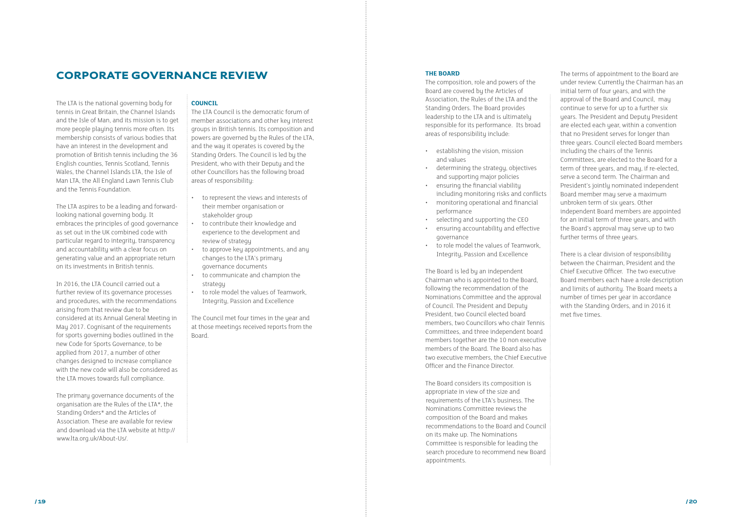# CORPORATE GOVERNANCE REVIEW

The LTA is the national governing body for tennis in Great Britain, the Channel Islands and the Isle of Man, and its mission is to get more people playing tennis more often. Its membership consists of various bodies that have an interest in the development and promotion of British tennis including the 36 English counties, Tennis Scotland, Tennis Wales, the Channel Islands LTA, the Isle of Man LTA, the All England Lawn Tennis Club and the Tennis Foundation.

The LTA aspires to be a leading and forward-looking national governing body. It embraces the principles of good governance as set out in the UK combined code with particular regard to integrity, transparency and accountability with a clear focus on generating value and an appropriate return on its investments in British tennis.

In 2016, the LTA Council carried out a further review of its governance processes and procedures, with the recommendations arising from that review due to be considered at its Annual General Meeting in May 2017. Cognisant of the requirements for sports governing bodies outlined in the new Code for Sports Governance, to be applied from 2017, a number of other changes designed to increase compliance with the new code will also be considered as the LTA moves towards full compliance.

The primary governance documents of the organisation are the Rules of the LTA*, the Standing Orders* and the Articles of Association. These are available for review and download via the LTA website at http://www.lta.org.uk/About-Us/.

## COUNCIL

The LTA Council is the democratic forum of member associations and other key interest groups in British tennis. Its composition and powers are governed by the Rules of the LTA, and the way it operates is covered by the Standing Orders. The Council is led by the President, who with their Deputy and the other Councillors has the following broad areas of responsibility:

- to represent the views and interests of their member organisation or stakeholder group
- to contribute their knowledge and experience to the development and review of strategy
- to approve key appointments, and any changes to the LTA's primary governance documents
- to communicate and champion the strategy
- to role model the values of Teamwork, Integrity, Passion and Excellence

The Council met four times in the year and at those meetings received reports from the Board.

## THE BOARD

The composition, role and powers of the Board are covered by the Articles of Association, the Rules of the LTA and the Standing Orders. The Board provides leadership to the LTA and is ultimately responsible for its performance. Its broad areas of responsibility include:

- establishing the vision, mission and values
- determining the strategy, objectives and supporting major policies
- ensuring the financial viability including monitoring risks and conflicts
- monitoring operational and financial performance
- selecting and supporting the CEO
- ensuring accountability and effective governance
- to role model the values of Teamwork, Integrity, Passion and Excellence

The Board is led by an independent Chairman who is appointed to the Board, following the recommendation of the Nominations Committee and the approval of Council. The President and Deputy President, two Council elected board members, two Councillors who chair Tennis Committees, and three independent board members together are the 10 non executive members of the Board. The Board also has two executive members, the Chief Executive Officer and the Finance Director.

The Board considers its composition is appropriate in view of the size and requirements of the LTA's business. The Nominations Committee reviews the composition of the Board and makes recommendations to the Board and Council on its make up. The Nominations Committee is responsible for leading the search procedure to recommend new Board appointments.

The terms of appointment to the Board are under review. Currently the Chairman has an initial term of four years, and with the approval of the Board and Council, may continue to serve for up to a further six years. The President and Deputy President are elected each year, within a convention that no President serves for longer than three years. Council elected Board members including the chairs of the Tennis Committees, are elected to the Board for a term of three years, and may, if re-elected, serve a second term. The Chairman and President's jointly nominated independent Board member may serve a maximum unbroken term of six years. Other independent Board members are appointed for an initial term of three years, and with the Board's approval may serve up to two further terms of three years.

There is a clear division of responsibility between the Chairman, President and the Chief Executive Officer. The two executive Board members each have a role description and limits of authority. The Board meets a number of times per year in accordance with the Standing Orders, and in 2016 it met five times.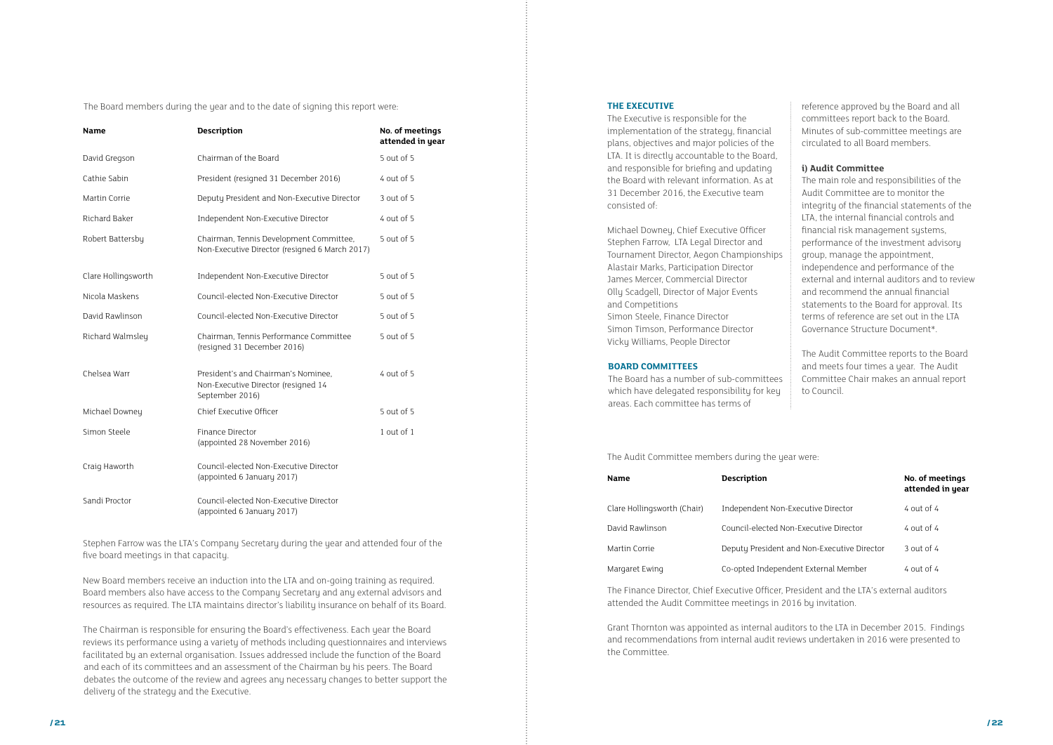The Board members during the year and to the date of signing this report were:

| Name | Description | No. of meetings attended in year |
|---|---|---|
| David Gregson | Chairman of the Board | 5 out of 5 |
| Cathie Sabin | President (resigned 31 December 2016) | 4 out of 5 |
| Martin Corrie | Deputy President and Non-Executive Director | 3 out of 5 |
| Richard Baker | Independent Non-Executive Director | 4 out of 5 |
| Robert Battersby | Chairman, Tennis Development Committee, Non-Executive Director (resigned 6 March 2017) | 5 out of 5 |
| Clare Hollingsworth | Independent Non-Executive Director | 5 out of 5 |
| Nicola Maskens | Council-elected Non-Executive Director | 5 out of 5 |
| David Rawlinson | Council-elected Non-Executive Director | 5 out of 5 |
| Richard Walmsley | Chairman, Tennis Performance Committee (resigned 31 December 2016) | 5 out of 5 |
| Chelsea Warr | President's and Chairman's Nominee, Non-Executive Director (resigned 14 September 2016) | 4 out of 5 |
| Michael Downey | Chief Executive Officer | 5 out of 5 |
| Simon Steele | Finance Director (appointed 28 November 2016) | 1 out of 1 |
| Craig Haworth | Council-elected Non-Executive Director (appointed 6 January 2017) | |
| Sandi Proctor | Council-elected Non-Executive Director (appointed 6 January 2017) | |

Stephen Farrow was the LTA's Company Secretary during the year and attended four of the five board meetings in that capacity.

New Board members receive an induction into the LTA and on-going training as required. Board members also have access to the Company Secretary and any external advisors and resources as required. The LTA maintains director's liability insurance on behalf of its Board.

The Chairman is responsible for ensuring the Board's effectiveness. Each year the Board reviews its performance using a variety of methods including questionnaires and interviews facilitated by an external organisation. Issues addressed include the function of the Board and each of its committees and an assessment of the Chairman by his peers. The Board debates the outcome of the review and agrees any necessary changes to better support the delivery of the strategy and the Executive.

## THE EXECUTIVE

The Executive is responsible for the implementation of the strategy, financial plans, objectives and major policies of the LTA. It is directly accountable to the Board, and responsible for briefing and updating the Board with relevant information. As at 31 December 2016, the Executive team consisted of:

Michael Downey, Chief Executive Officer
Stephen Farrow, LTA Legal Director and Tournament Director, Aegon Championships
Alastair Marks, Participation Director
James Mercer, Commercial Director
Olly Scadgell, Director of Major Events and Competitions
Simon Steele, Finance Director
Simon Timson, Performance Director
Vicky Williams, People Director

## BOARD COMMITTEES

The Board has a number of sub-committees which have delegated responsibility for key areas. Each committee has terms of reference approved by the Board and all committees report back to the Board. Minutes of sub-committee meetings are circulated to all Board members.

### i) Audit Committee

The main role and responsibilities of the Audit Committee are to monitor the integrity of the financial statements of the LTA, the internal financial controls and financial risk management systems, performance of the investment advisory group, manage the appointment, independence and performance of the external and internal auditors and to review and recommend the annual financial statements to the Board for approval. Its terms of reference are set out in the LTA Governance Structure Document*.

The Audit Committee reports to the Board and meets four times a year. The Audit Committee Chair makes an annual report to Council.

The Audit Committee members during the year were:

| Name | Description | No. of meetings attended in year |
|---|---|---|
| Clare Hollingsworth (Chair) | Independent Non-Executive Director | 4 out of 4 |
| David Rawlinson | Council-elected Non-Executive Director | 4 out of 4 |
| Martin Corrie | Deputy President and Non-Executive Director | 3 out of 4 |
| Margaret Ewing | Co-opted Independent External Member | 4 out of 4 |

The Finance Director, Chief Executive Officer, President and the LTA's external auditors attended the Audit Committee meetings in 2016 by invitation.

Grant Thornton was appointed as internal auditors to the LTA in December 2015. Findings and recommendations from internal audit reviews undertaken in 2016 were presented to the Committee.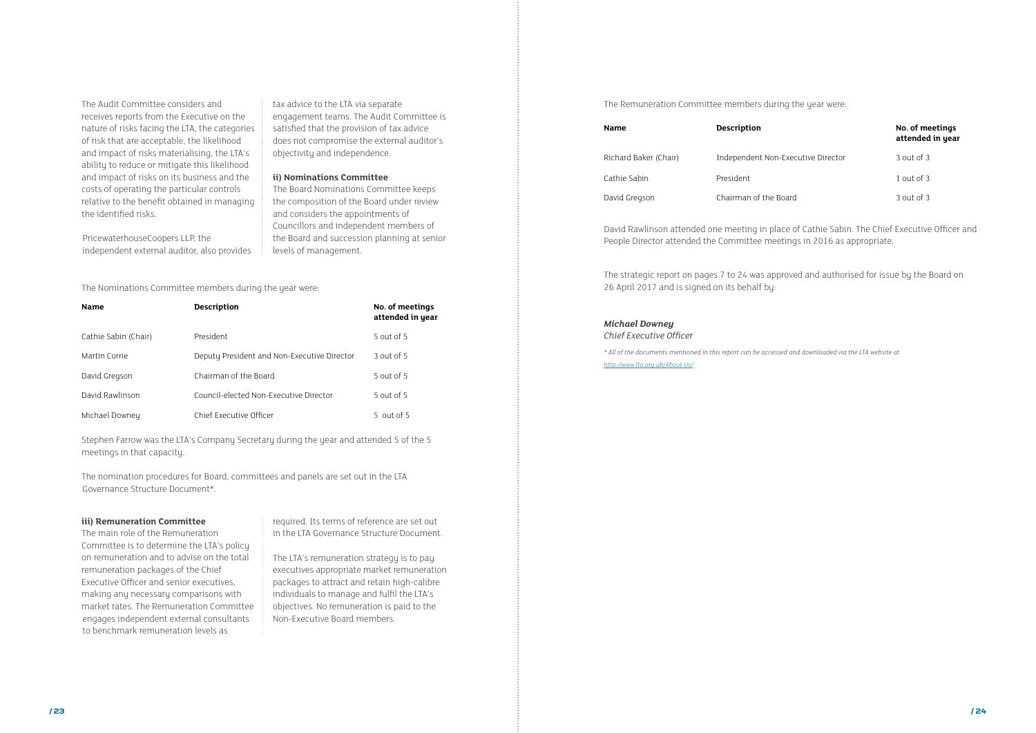The Audit Committee considers and receives reports from the Executive on the nature of risks facing the LTA, the categories of risk that are acceptable, the likelihood and impact of risks materialising, the LTA's ability to reduce or mitigate this likelihood and impact of risks on its business and the costs of operating the particular controls relative to the benefit obtained in managing the identified risks.

PricewaterhouseCoopers LLP, the independent external auditor, also provides tax advice to the LTA via separate engagement teams. The Audit Committee is satisfied that the provision of tax advice does not compromise the external auditor's objectivity and independence.

**ii) Nominations Committee**

The Board Nominations Committee keeps the composition of the Board under review and considers the appointments of Councillors and independent members of the Board and succession planning at senior levels of management.

The Nominations Committee members during the year were:

| Name | Description | No. of meetings attended in year |
|---|---|---|
| Cathie Sabin (Chair) | President | 5 out of 5 |
| Martin Corrie | Deputy President and Non-Executive Director | 3 out of 5 |
| David Gregson | Chairman of the Board | 5 out of 5 |
| David Rawlinson | Council-elected Non-Executive Director | 5 out of 5 |
| Michael Downey | Chief Executive Officer | 5 out of 5 |

Stephen Farrow was the LTA's Company Secretary during the year and attended 5 of the 5 meetings in that capacity.

The nomination procedures for Board, committees and panels are set out in the LTA Governance Structure Document*.

**iii) Remuneration Committee**

The main role of the Remuneration Committee is to determine the LTA's policy on remuneration and to advise on the total remuneration packages of the Chief Executive Officer and senior executives, making any necessary comparisons with market rates. The Remuneration Committee engages independent external consultants to benchmark remuneration levels as required. Its terms of reference are set out in the LTA Governance Structure Document.

The LTA's remuneration strategy is to pay executives appropriate market remuneration packages to attract and retain high-calibre individuals to manage and fulfil the LTA's objectives. No remuneration is paid to the Non-Executive Board members.

The Remuneration Committee members during the year were:

| Name | Description | No. of meetings attended in year |
|---|---|---|
| Richard Baker (Chair) | Independent Non-Executive Director | 3 out of 3 |
| Cathie Sabin | President | 1 out of 3 |
| David Gregson | Chairman of the Board | 3 out of 3 |

David Rawlinson attended one meeting in place of Cathie Sabin. The Chief Executive Officer and People Director attended the Committee meetings in 2016 as appropriate.

The strategic report on pages 7 to 24 was approved and authorised for issue by the Board on 26 April 2017 and is signed on its behalf by:

***Michael Downey***
*Chief Executive Officer*

*\* All of the documents mentioned in this report can be accessed and downloaded via the LTA website at http://www.lta.org.uk/About-Us/.*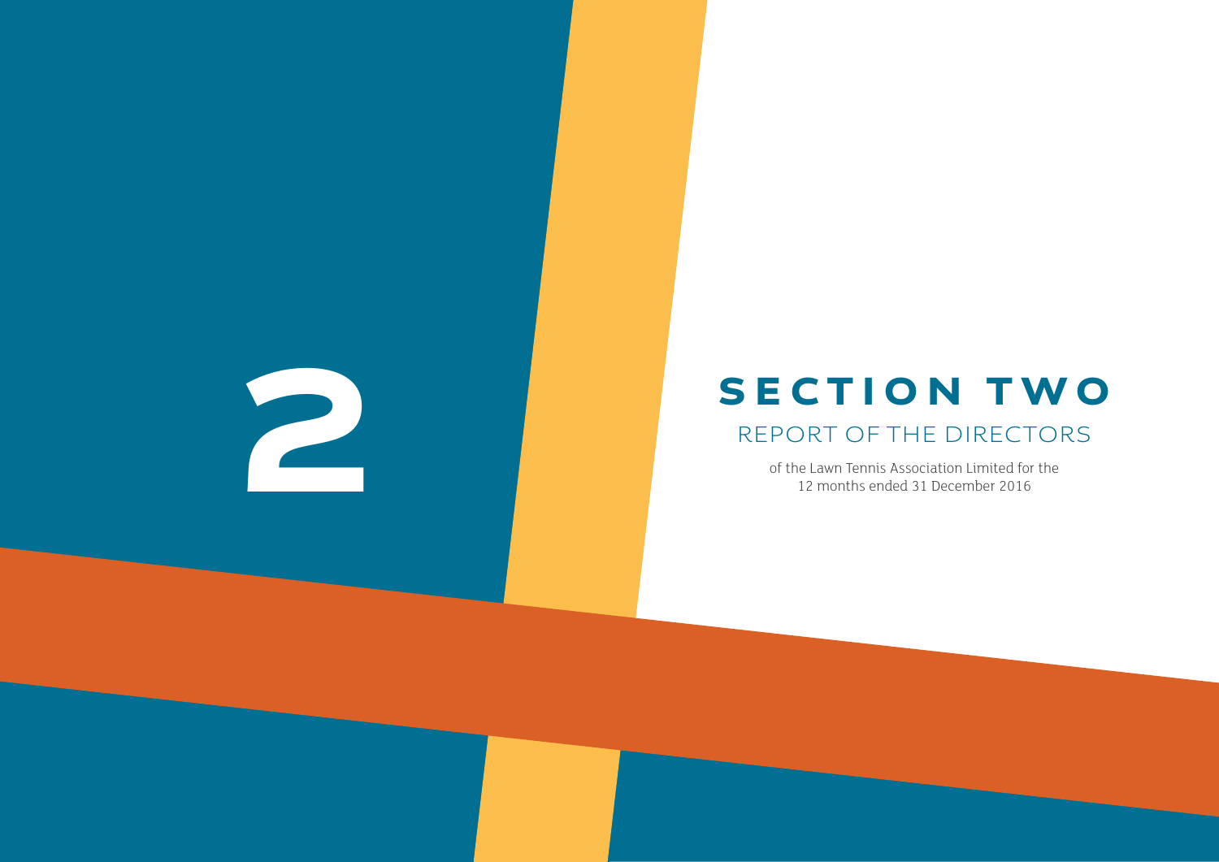2

# SECTION TWO

## REPORT OF THE DIRECTORS

of the Lawn Tennis Association Limited for the 12 months ended 31 December 2016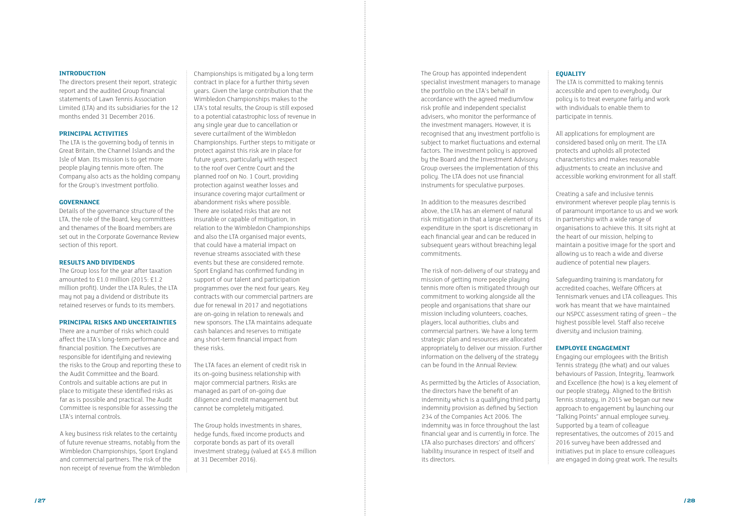## INTRODUCTION

The directors present their report, strategic report and the audited Group financial statements of Lawn Tennis Association Limited (LTA) and its subsidiaries for the 12 months ended 31 December 2016.

## PRINCIPAL ACTIVITIES

The LTA is the governing body of tennis in Great Britain, the Channel Islands and the Isle of Man. Its mission is to get more people playing tennis more often. The Company also acts as the holding company for the Group's investment portfolio.

## GOVERNANCE

Details of the governance structure of the LTA, the role of the Board, key committees and thenames of the Board members are set out in the Corporate Governance Review section of this report.

## RESULTS AND DIVIDENDS

The Group loss for the year after taxation amounted to £1.0 million (2015: £1.2 million profit). Under the LTA Rules, the LTA may not pay a dividend or distribute its retained reserves or funds to its members.

## PRINCIPAL RISKS AND UNCERTAINTIES

There are a number of risks which could affect the LTA's long-term performance and financial position. The Executives are responsible for identifying and reviewing the risks to the Group and reporting these to the Audit Committee and the Board. Controls and suitable actions are put in place to mitigate these identified risks as far as is possible and practical. The Audit Committee is responsible for assessing the LTA's internal controls.

A key business risk relates to the certainty of future revenue streams, notably from the Wimbledon Championships, Sport England and commercial partners. The risk of the non receipt of revenue from the Wimbledon Championships is mitigated by a long term contract in place for a further thirty seven years. Given the large contribution that the Wimbledon Championships makes to the LTA's total results, the Group is still exposed to a potential catastrophic loss of revenue in any single year due to cancellation or severe curtailment of the Wimbledon Championships. Further steps to mitigate or protect against this risk are in place for future years, particularly with respect to the roof over Centre Court and the planned roof on No. 1 Court, providing protection against weather losses and insurance covering major curtailment or abandonment risks where possible. There are isolated risks that are not insurable or capable of mitigation, in relation to the Wimbledon Championships and also the LTA organised major events, that could have a material impact on revenue streams associated with these events but these are considered remote. Sport England has confirmed funding in support of our talent and participation programmes over the next four years. Key contracts with our commercial partners are due for renewal in 2017 and negotiations are on-going in relation to renewals and new sponsors. The LTA maintains adequate cash balances and reserves to mitigate any short-term financial impact from these risks.

The LTA faces an element of credit risk in its on-going business relationship with major commercial partners. Risks are managed as part of on-going due diligence and credit management but cannot be completely mitigated.

The Group holds investments in shares, hedge funds, fixed income products and corporate bonds as part of its overall investment strategy (valued at £45.8 million at 31 December 2016).

The Group has appointed independent specialist investment managers to manage the portfolio on the LTA's behalf in accordance with the agreed medium/low risk profile and independent specialist advisers, who monitor the performance of the investment managers. However, it is recognised that any investment portfolio is subject to market fluctuations and external factors. The investment policy is approved by the Board and the Investment Advisory Group oversees the implementation of this policy. The LTA does not use financial instruments for speculative purposes.

In addition to the measures described above, the LTA has an element of natural risk mitigation in that a large element of its expenditure in the sport is discretionary in each financial year and can be reduced in subsequent years without breaching legal commitments.

The risk of non-delivery of our strategy and mission of getting more people playing tennis more often is mitigated through our commitment to working alongside all the people and organisations that share our mission including volunteers, coaches, players, local authorities, clubs and commercial partners. We have a long term strategic plan and resources are allocated appropriately to deliver our mission. Further information on the delivery of the strategy can be found in the Annual Review.

As permitted by the Articles of Association, the directors have the benefit of an indemnity which is a qualifying third party indemnity provision as defined by Section 234 of the Companies Act 2006. The indemnity was in force throughout the last financial year and is currently in force. The LTA also purchases directors' and officers' liability insurance in respect of itself and its directors.

## EQUALITY

The LTA is committed to making tennis accessible and open to everybody. Our policy is to treat everyone fairly and work with individuals to enable them to participate in tennis.

All applications for employment are considered based only on merit. The LTA protects and upholds all protected characteristics and makes reasonable adjustments to create an inclusive and accessible working environment for all staff.

Creating a safe and inclusive tennis environment wherever people play tennis is of paramount importance to us and we work in partnership with a wide range of organisations to achieve this. It sits right at the heart of our mission, helping to maintain a positive image for the sport and allowing us to reach a wide and diverse audience of potential new players.

Safeguarding training is mandatory for accredited coaches, Welfare Officers at Tennismark venues and LTA colleagues. This work has meant that we have maintained our NSPCC assessment rating of green – the highest possible level. Staff also receive diversity and inclusion training.

## EMPLOYEE ENGAGEMENT

Engaging our employees with the British Tennis strategy (the what) and our values behaviours of Passion, Integrity, Teamwork and Excellence (the how) is a key element of our people strategy. Aligned to the British Tennis strategy, in 2015 we began our new approach to engagement by launching our "Talking Points" annual employee survey. Supported by a team of colleague representatives, the outcomes of 2015 and 2016 survey have been addressed and initiatives put in place to ensure colleagues are engaged in doing great work. The results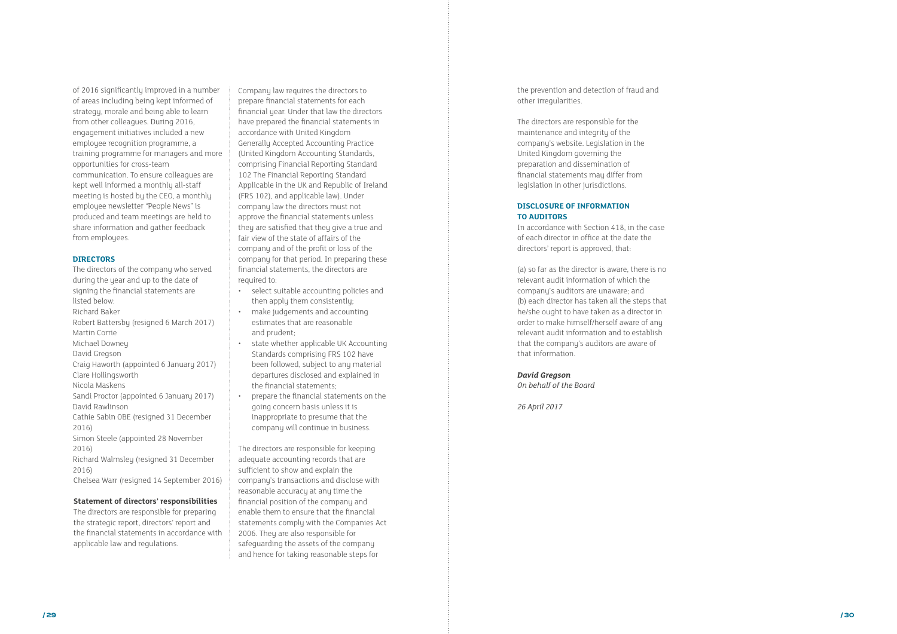of 2016 significantly improved in a number of areas including being kept informed of strategy, morale and being able to learn from other colleagues. During 2016, engagement initiatives included a new employee recognition programme, a training programme for managers and more opportunities for cross-team communication. To ensure colleagues are kept well informed a monthly all-staff meeting is hosted by the CEO, a monthly employee newsletter "People News" is produced and team meetings are held to share information and gather feedback from employees.

### DIRECTORS

The directors of the company who served during the year and up to the date of signing the financial statements are listed below:

Richard Baker
Robert Battersby (resigned 6 March 2017)
Martin Corrie
Michael Downey
David Gregson
Craig Haworth (appointed 6 January 2017)
Clare Hollingsworth
Nicola Maskens
Sandi Proctor (appointed 6 January 2017)
David Rawlinson
Cathie Sabin OBE (resigned 31 December 2016)
Simon Steele (appointed 28 November 2016)
Richard Walmsley (resigned 31 December 2016)
Chelsea Warr (resigned 14 September 2016)

**Statement of directors' responsibilities**

The directors are responsible for preparing the strategic report, directors' report and the financial statements in accordance with applicable law and regulations.

Company law requires the directors to prepare financial statements for each financial year. Under that law the directors have prepared the financial statements in accordance with United Kingdom Generally Accepted Accounting Practice (United Kingdom Accounting Standards, comprising Financial Reporting Standard 102 The Financial Reporting Standard Applicable in the UK and Republic of Ireland (FRS 102), and applicable law). Under company law the directors must not approve the financial statements unless they are satisfied that they give a true and fair view of the state of affairs of the company and of the profit or loss of the company for that period. In preparing these financial statements, the directors are required to:

- select suitable accounting policies and then apply them consistently;
- make judgements and accounting estimates that are reasonable and prudent;
- state whether applicable UK Accounting Standards comprising FRS 102 have been followed, subject to any material departures disclosed and explained in the financial statements;
- prepare the financial statements on the going concern basis unless it is inappropriate to presume that the company will continue in business.

The directors are responsible for keeping adequate accounting records that are sufficient to show and explain the company's transactions and disclose with reasonable accuracy at any time the financial position of the company and enable them to ensure that the financial statements comply with the Companies Act 2006. They are also responsible for safeguarding the assets of the company and hence for taking reasonable steps for the prevention and detection of fraud and other irregularities.

The directors are responsible for the maintenance and integrity of the company's website. Legislation in the United Kingdom governing the preparation and dissemination of financial statements may differ from legislation in other jurisdictions.

### DISCLOSURE OF INFORMATION TO AUDITORS

In accordance with Section 418, in the case of each director in office at the date the directors' report is approved, that:

(a) so far as the director is aware, there is no relevant audit information of which the company's auditors are unaware; and
(b) each director has taken all the steps that he/she ought to have taken as a director in order to make himself/herself aware of any relevant audit information and to establish that the company's auditors are aware of that information.

***David Gregson***
*On behalf of the Board*

*26 April 2017*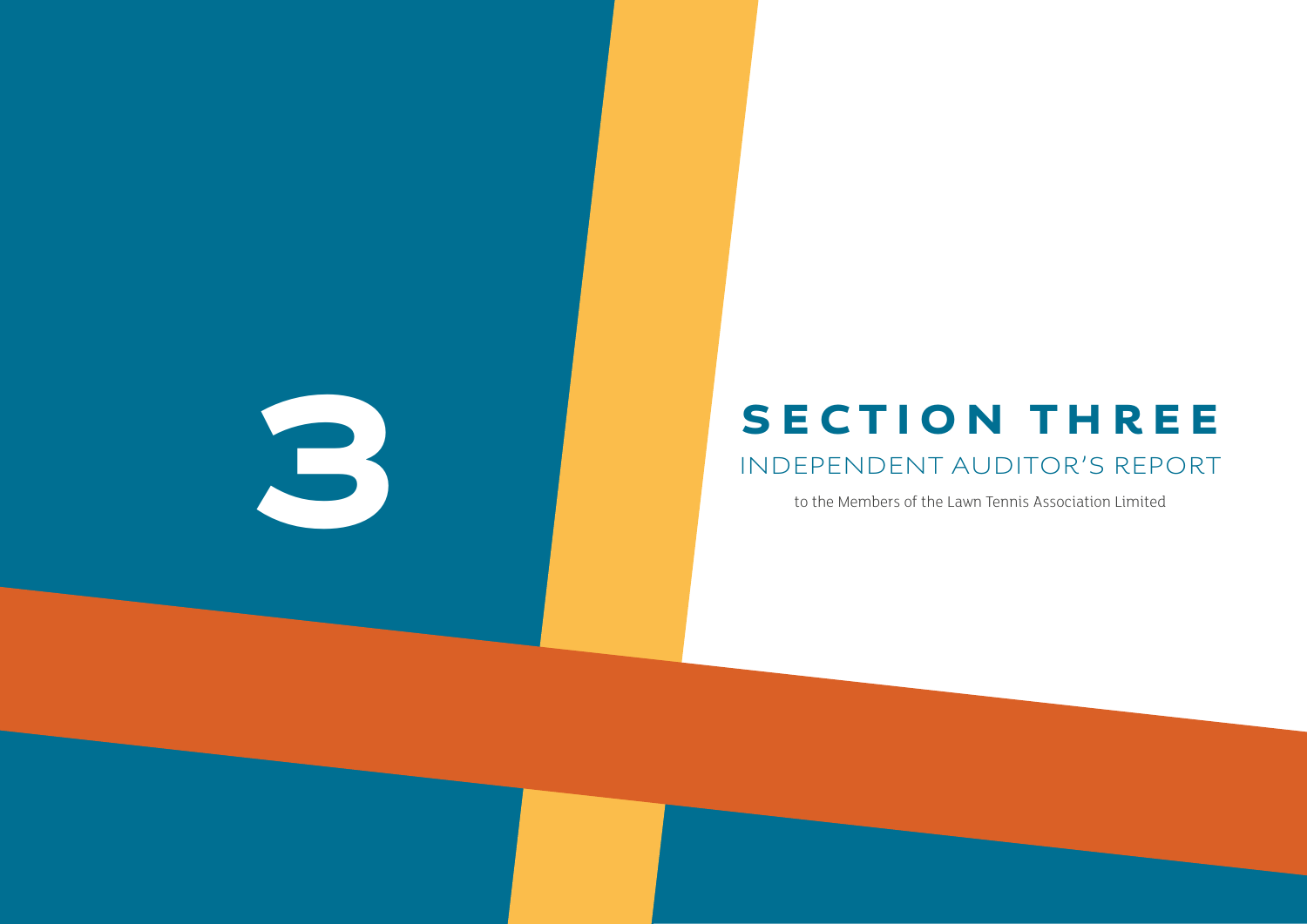3

# SECTION THREE

## INDEPENDENT AUDITOR'S REPORT

to the Members of the Lawn Tennis Association Limited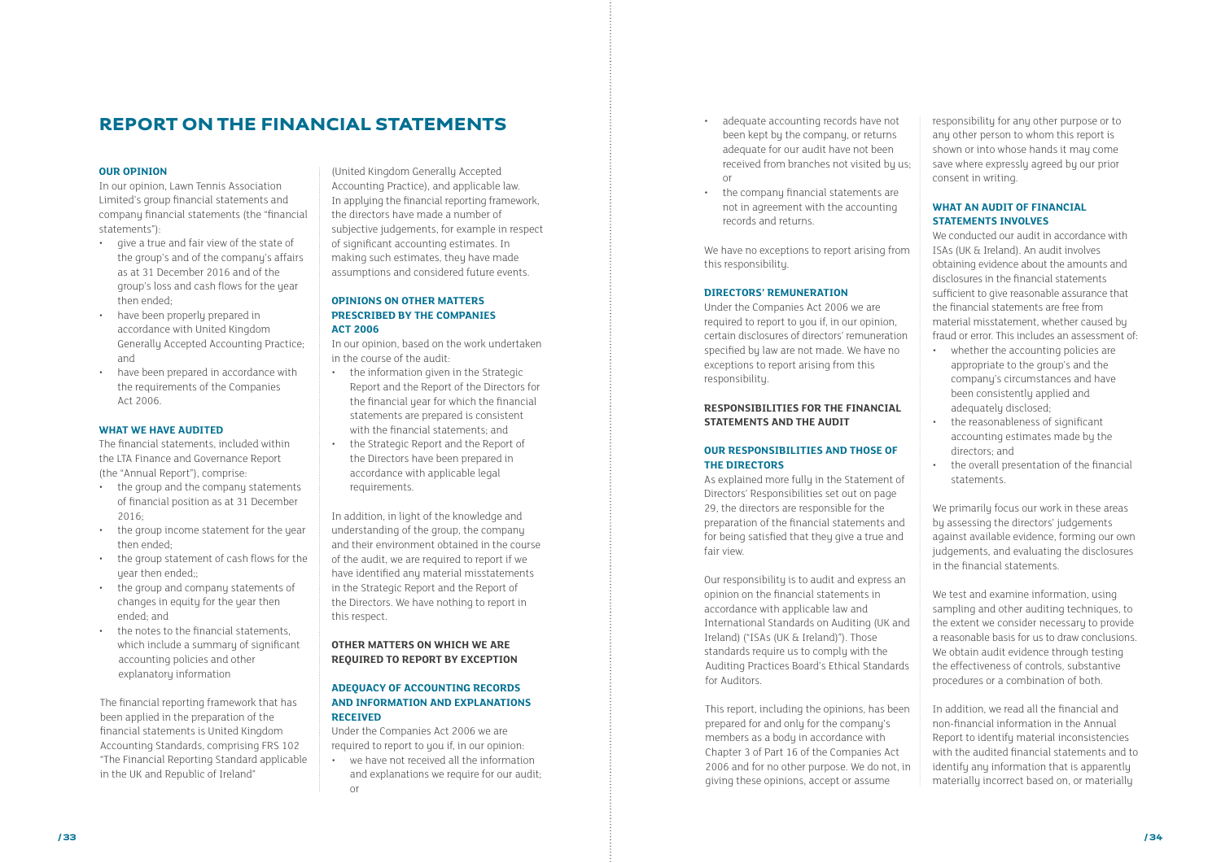# REPORT ON THE FINANCIAL STATEMENTS

### OUR OPINION

In our opinion, Lawn Tennis Association Limited's group financial statements and company financial statements (the "financial statements"):

- give a true and fair view of the state of the group's and of the company's affairs as at 31 December 2016 and of the group's loss and cash flows for the year then ended;
- have been properly prepared in accordance with United Kingdom Generally Accepted Accounting Practice; and
- have been prepared in accordance with the requirements of the Companies Act 2006.

### WHAT WE HAVE AUDITED

The financial statements, included within the LTA Finance and Governance Report (the "Annual Report"), comprise:

- the group and the company statements of financial position as at 31 December 2016;
- the group income statement for the year then ended;
- the group statement of cash flows for the year then ended;;
- the group and company statements of changes in equity for the year then ended; and
- the notes to the financial statements, which include a summary of significant accounting policies and other explanatory information

The financial reporting framework that has been applied in the preparation of the financial statements is United Kingdom Accounting Standards, comprising FRS 102 "The Financial Reporting Standard applicable in the UK and Republic of Ireland" (United Kingdom Generally Accepted Accounting Practice), and applicable law. In applying the financial reporting framework, the directors have made a number of subjective judgements, for example in respect of significant accounting estimates. In making such estimates, they have made assumptions and considered future events.

### OPINIONS ON OTHER MATTERS PRESCRIBED BY THE COMPANIES ACT 2006

In our opinion, based on the work undertaken in the course of the audit:

- the information given in the Strategic Report and the Report of the Directors for the financial year for which the financial statements are prepared is consistent with the financial statements; and
- the Strategic Report and the Report of the Directors have been prepared in accordance with applicable legal requirements.

In addition, in light of the knowledge and understanding of the group, the company and their environment obtained in the course of the audit, we are required to report if we have identified any material misstatements in the Strategic Report and the Report of the Directors. We have nothing to report in this respect.

### OTHER MATTERS ON WHICH WE ARE REQUIRED TO REPORT BY EXCEPTION

### ADEQUACY OF ACCOUNTING RECORDS AND INFORMATION AND EXPLANATIONS RECEIVED

Under the Companies Act 2006 we are required to report to you if, in our opinion:

- we have not received all the information and explanations we require for our audit; or
- adequate accounting records have not been kept by the company, or returns adequate for our audit have not been received from branches not visited by us; or
- the company financial statements are not in agreement with the accounting records and returns.

We have no exceptions to report arising from this responsibility.

### DIRECTORS' REMUNERATION

Under the Companies Act 2006 we are required to report to you if, in our opinion, certain disclosures of directors' remuneration specified by law are not made. We have no exceptions to report arising from this responsibility.

### RESPONSIBILITIES FOR THE FINANCIAL STATEMENTS AND THE AUDIT

### OUR RESPONSIBILITIES AND THOSE OF THE DIRECTORS

As explained more fully in the Statement of Directors' Responsibilities set out on page 29, the directors are responsible for the preparation of the financial statements and for being satisfied that they give a true and fair view.

Our responsibility is to audit and express an opinion on the financial statements in accordance with applicable law and International Standards on Auditing (UK and Ireland) ("ISAs (UK & Ireland)"). Those standards require us to comply with the Auditing Practices Board's Ethical Standards for Auditors.

This report, including the opinions, has been prepared for and only for the company's members as a body in accordance with Chapter 3 of Part 16 of the Companies Act 2006 and for no other purpose. We do not, in giving these opinions, accept or assume responsibility for any other purpose or to any other person to whom this report is shown or into whose hands it may come save where expressly agreed by our prior consent in writing.

### WHAT AN AUDIT OF FINANCIAL STATEMENTS INVOLVES

We conducted our audit in accordance with ISAs (UK & Ireland). An audit involves obtaining evidence about the amounts and disclosures in the financial statements sufficient to give reasonable assurance that the financial statements are free from material misstatement, whether caused by fraud or error. This includes an assessment of:

- whether the accounting policies are appropriate to the group's and the company's circumstances and have been consistently applied and adequately disclosed;
- the reasonableness of significant accounting estimates made by the directors; and
- the overall presentation of the financial statements.

We primarily focus our work in these areas by assessing the directors' judgements against available evidence, forming our own judgements, and evaluating the disclosures in the financial statements.

We test and examine information, using sampling and other auditing techniques, to the extent we consider necessary to provide a reasonable basis for us to draw conclusions. We obtain audit evidence through testing the effectiveness of controls, substantive procedures or a combination of both.

In addition, we read all the financial and non-financial information in the Annual Report to identify material inconsistencies with the audited financial statements and to identify any information that is apparently materially incorrect based on, or materially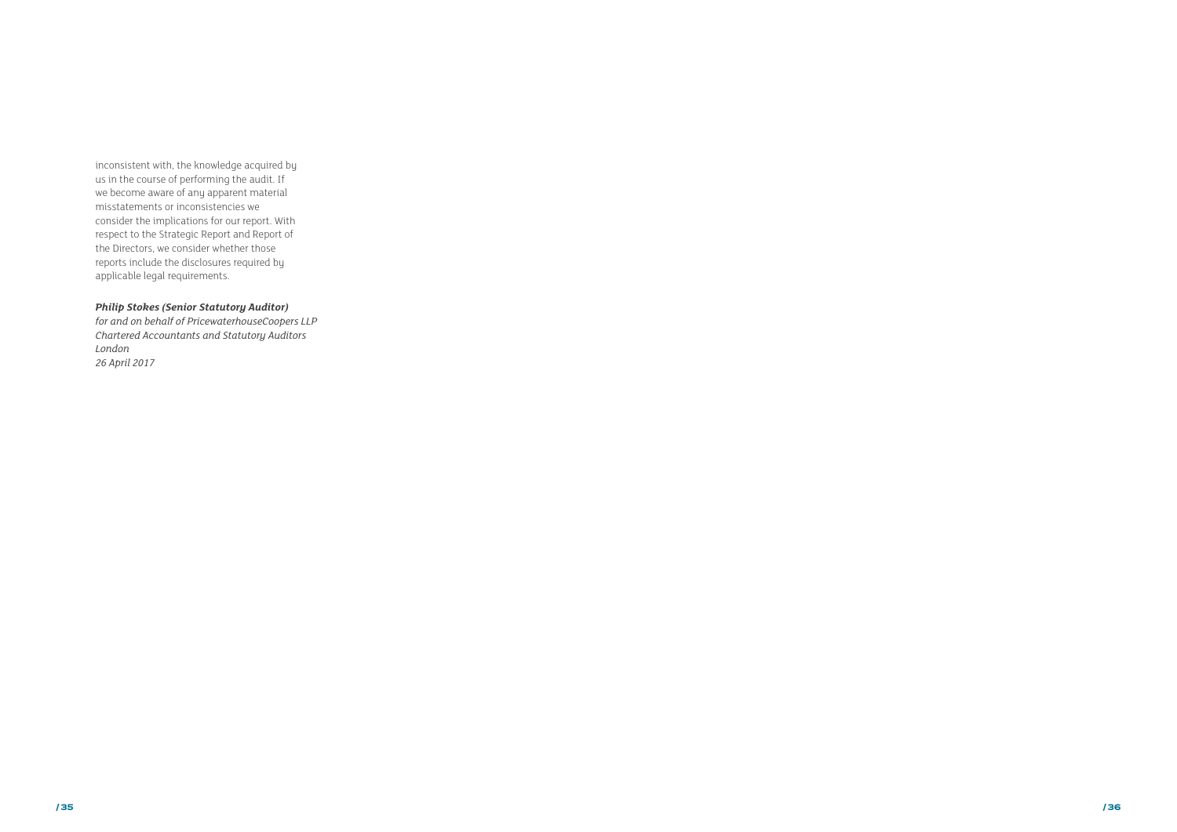inconsistent with, the knowledge acquired by us in the course of performing the audit. If we become aware of any apparent material misstatements or inconsistencies we consider the implications for our report. With respect to the Strategic Report and Report of the Directors, we consider whether those reports include the disclosures required by applicable legal requirements.

***Philip Stokes (Senior Statutory Auditor)***
*for and on behalf of PricewaterhouseCoopers LLP*
*Chartered Accountants and Statutory Auditors*
*London*
*26 April 2017*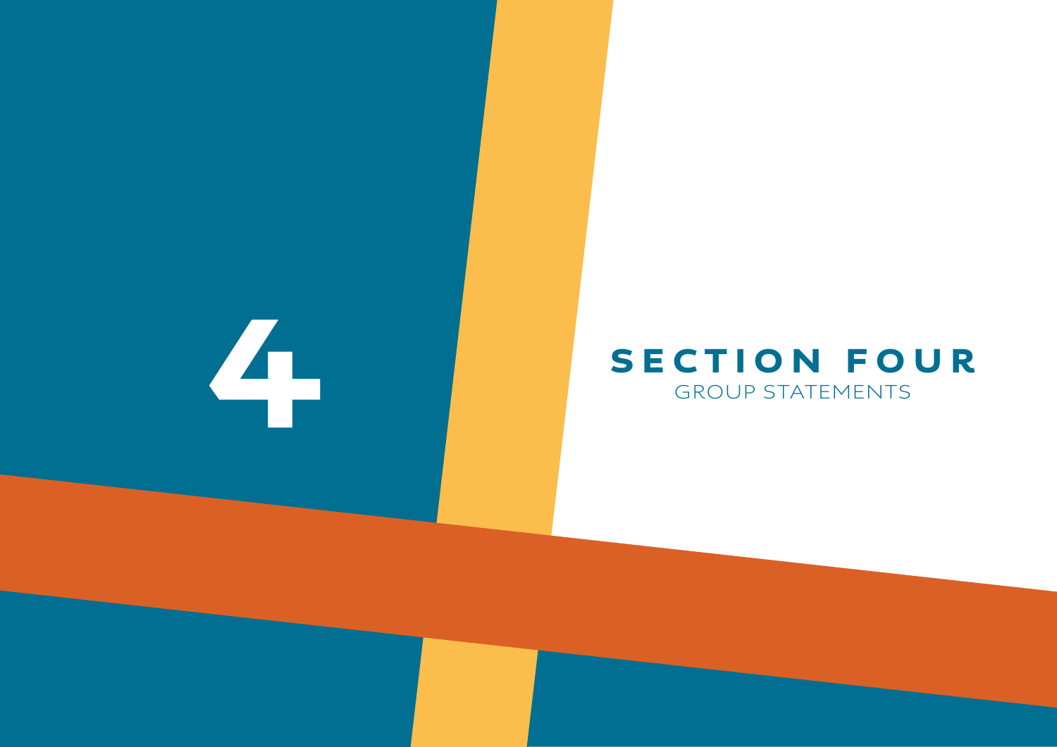4

# SECTION FOUR

GROUP STATEMENTS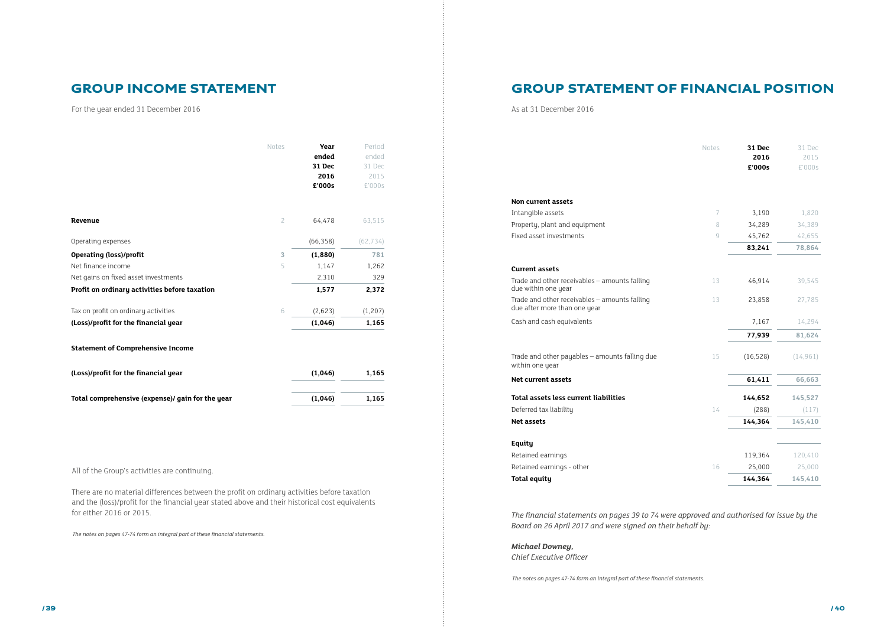# GROUP INCOME STATEMENT

For the year ended 31 December 2016

| | Notes | Year ended 31 Dec 2016 £'000s | Period ended 31 Dec 2015 £'000s |
|---|---|---|---|
| **Revenue** | 2 | 64,478 | 63,515 |
| Operating expenses | | (66,358) | (62,734) |
| **Operating (loss)/profit** | 3 | **(1,880)** | **781** |
| Net finance income | 5 | 1,147 | 1,262 |
| Net gains on fixed asset investments | | 2,310 | 329 |
| **Profit on ordinary activities before taxation** | | **1,577** | **2,372** |
| Tax on profit on ordinary activities | 6 | (2,623) | (1,207) |
| **(Loss)/profit for the financial year** | | **(1,046)** | **1,165** |

**Statement of Comprehensive Income**

| | | | |
|---|---|---|---|
| **(Loss)/profit for the financial year** | | **(1,046)** | **1,165** |
| **Total comprehensive (expense)/ gain for the year** | | **(1,046)** | **1,165** |

All of the Group's activities are continuing.

There are no material differences between the profit on ordinary activities before taxation and the (loss)/profit for the financial year stated above and their historical cost equivalents for either 2016 or 2015.

*The notes on pages 47-74 form an integral part of these financial statements.*

# GROUP STATEMENT OF FINANCIAL POSITION

As at 31 December 2016

| | Notes | 31 Dec 2016 £'000s | 31 Dec 2015 £'000s |
|---|---|---|---|
| **Non current assets** | | | |
| Intangible assets | 7 | 3,190 | 1,820 |
| Property, plant and equipment | 8 | 34,289 | 34,389 |
| Fixed asset investments | 9 | 45,762 | 42,655 |
| | | **83,241** | **78,864** |
| **Current assets** | | | |
| Trade and other receivables – amounts falling due within one year | 13 | 46,914 | 39,545 |
| Trade and other receivables – amounts falling due after more than one year | 13 | 23,858 | 27,785 |
| Cash and cash equivalents | | 7,167 | 14,294 |
| | | **77,939** | **81,624** |
| Trade and other payables – amounts falling due within one year | 15 | (16,528) | (14,961) |
| **Net current assets** | | **61,411** | **66,663** |
| **Total assets less current liabilities** | | **144,652** | **145,527** |
| Deferred tax liability | 14 | (288) | (117) |
| **Net assets** | | **144,364** | **145,410** |
| **Equity** | | | |
| Retained earnings | | 119,364 | 120,410 |
| Retained earnings - other | 16 | 25,000 | 25,000 |
| **Total equity** | | **144,364** | **145,410** |

*The financial statements on pages 39 to 74 were approved and authorised for issue by the Board on 26 April 2017 and were signed on their behalf by:*

***Michael Downey,***
*Chief Executive Officer*

*The notes on pages 47-74 form an integral part of these financial statements.*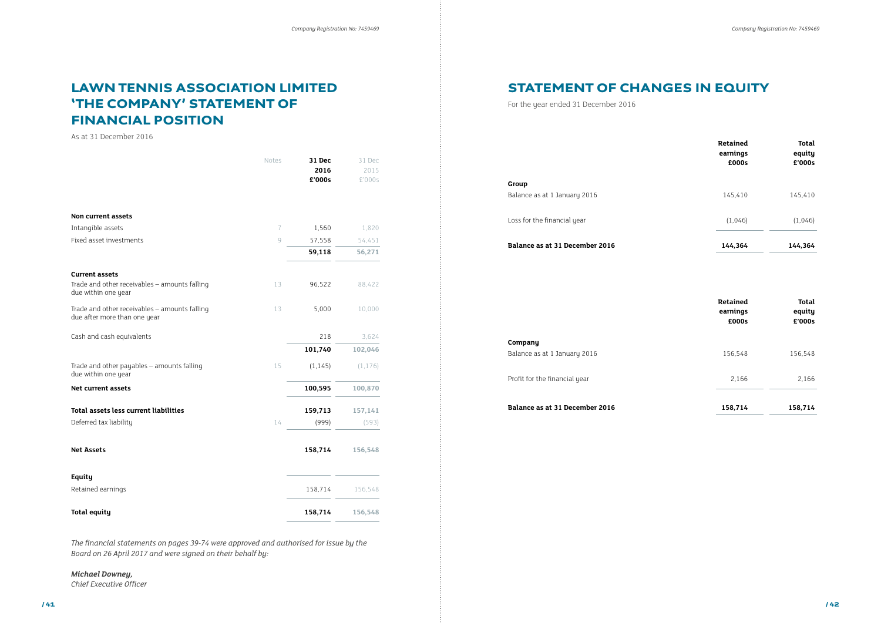# LAWN TENNIS ASSOCIATION LIMITED 'THE COMPANY' STATEMENT OF FINANCIAL POSITION

As at 31 December 2016

| | Notes | 31 Dec 2016 £'000s | 31 Dec 2015 £'000s |
|---|---|---|---|
| **Non current assets** | | | |
| Intangible assets | 7 | 1,560 | 1,820 |
| Fixed asset investments | 9 | 57,558 | 54,451 |
| | | **59,118** | **56,271** |
| **Current assets** | | | |
| Trade and other receivables – amounts falling due within one year | 13 | 96,522 | 88,422 |
| Trade and other receivables – amounts falling due after more than one year | 13 | 5,000 | 10,000 |
| Cash and cash equivalents | | 218 | 3,624 |
| | | **101,740** | **102,046** |
| Trade and other payables – amounts falling due within one year | 15 | (1,145) | (1,176) |
| **Net current assets** | | **100,595** | **100,870** |
| **Total assets less current liabilities** | | **159,713** | **157,141** |
| Deferred tax liability | 14 | (999) | (593) |
| **Net Assets** | | **158,714** | **156,548** |
| **Equity** | | | |
| Retained earnings | | 158,714 | 156,548 |
| **Total equity** | | **158,714** | **156,548** |

*The financial statements on pages 39-74 were approved and authorised for issue by the Board on 26 April 2017 and were signed on their behalf by:*

***Michael Downey,***
*Chief Executive Officer*

# STATEMENT OF CHANGES IN EQUITY

For the year ended 31 December 2016

| | Retained earnings £000s | Total equity £'000s |
|---|---|---|
| **Group** | | |
| Balance as at 1 January 2016 | 145,410 | 145,410 |
| Loss for the financial year | (1,046) | (1,046) |
| **Balance as at 31 December 2016** | **144,364** | **144,364** |

| | Retained earnings £000s | Total equity £'000s |
|---|---|---|
| **Company** | | |
| Balance as at 1 January 2016 | 156,548 | 156,548 |
| Profit for the financial year | 2,166 | 2,166 |
| **Balance as at 31 December 2016** | **158,714** | **158,714** |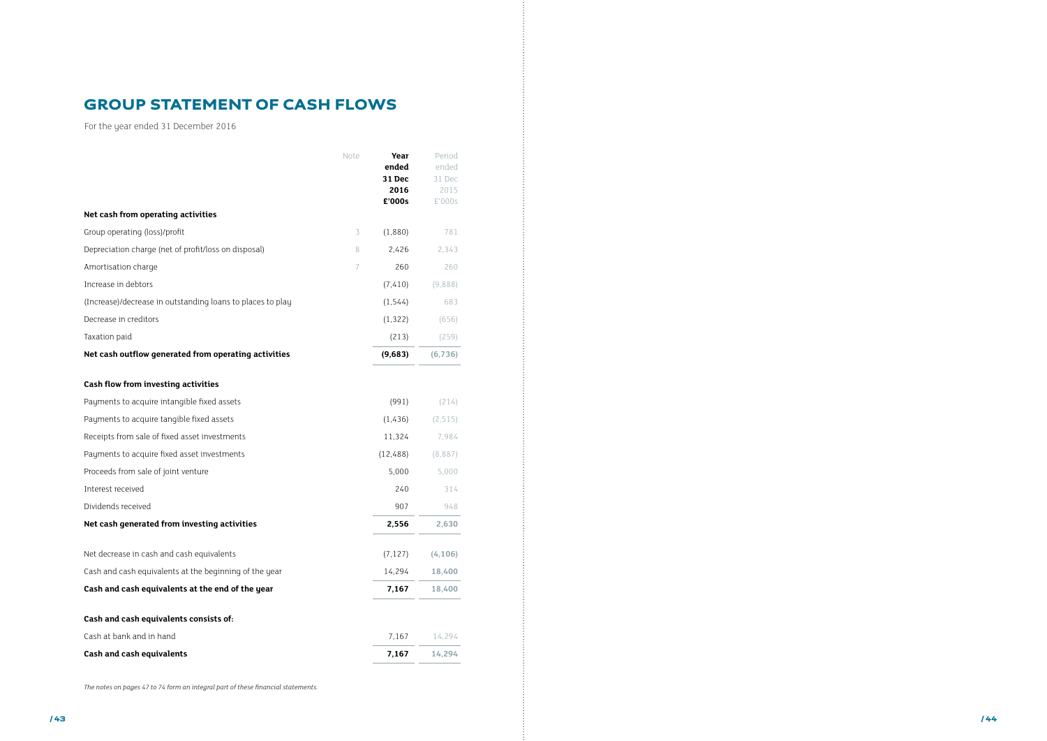# GROUP STATEMENT OF CASH FLOWS

For the year ended 31 December 2016

| | Note | **Year ended 31 Dec 2016 £'000s** | Period ended 31 Dec 2015 £'000s |
|---|---|---|---|
| **Net cash from operating activities** | | | |
| Group operating (loss)/profit | 3 | (1,880) | 781 |
| Depreciation charge (net of profit/loss on disposal) | 8 | 2,426 | 2,343 |
| Amortisation charge | 7 | 260 | 260 |
| Increase in debtors | | (7,410) | (9,888) |
| (Increase)/decrease in outstanding loans to places to play | | (1,544) | 683 |
| Decrease in creditors | | (1,322) | (656) |
| Taxation paid | | (213) | (259) |
| **Net cash outflow generated from operating activities** | | **(9,683)** | **(6,736)** |
| **Cash flow from investing activities** | | | |
| Payments to acquire intangible fixed assets | | (991) | (214) |
| Payments to acquire tangible fixed assets | | (1,436) | (2,515) |
| Receipts from sale of fixed asset investments | | 11,324 | 7,984 |
| Payments to acquire fixed asset investments | | (12,488) | (8,887) |
| Proceeds from sale of joint venture | | 5,000 | 5,000 |
| Interest received | | 240 | 314 |
| Dividends received | | 907 | 948 |
| **Net cash generated from investing activities** | | **2,556** | **2,630** |
| Net decrease in cash and cash equivalents | | (7,127) | **(4,106)** |
| Cash and cash equivalents at the beginning of the year | | 14,294 | **18,400** |
| **Cash and cash equivalents at the end of the year** | | **7,167** | **18,400** |
| **Cash and cash equivalents consists of:** | | | |
| Cash at bank and in hand | | 7,167 | 14,294 |
| **Cash and cash equivalents** | | **7,167** | **14,294** |

*The notes on pages 47 to 74 form an integral part of these financial statements.*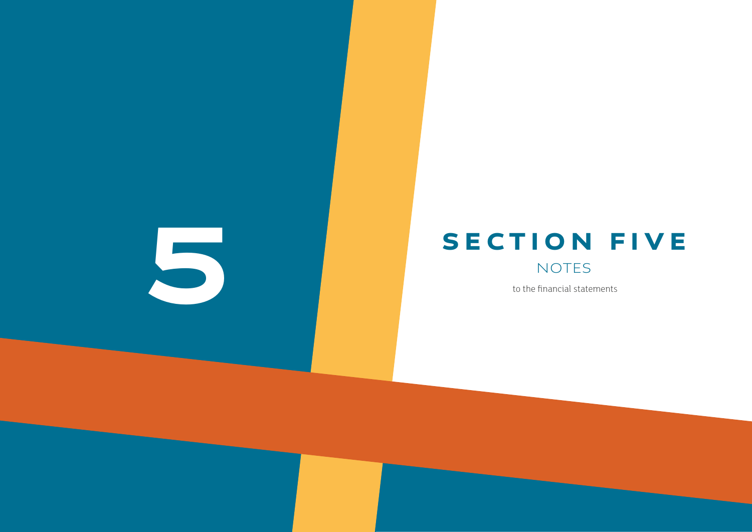# 5

# SECTION FIVE

## NOTES

to the financial statements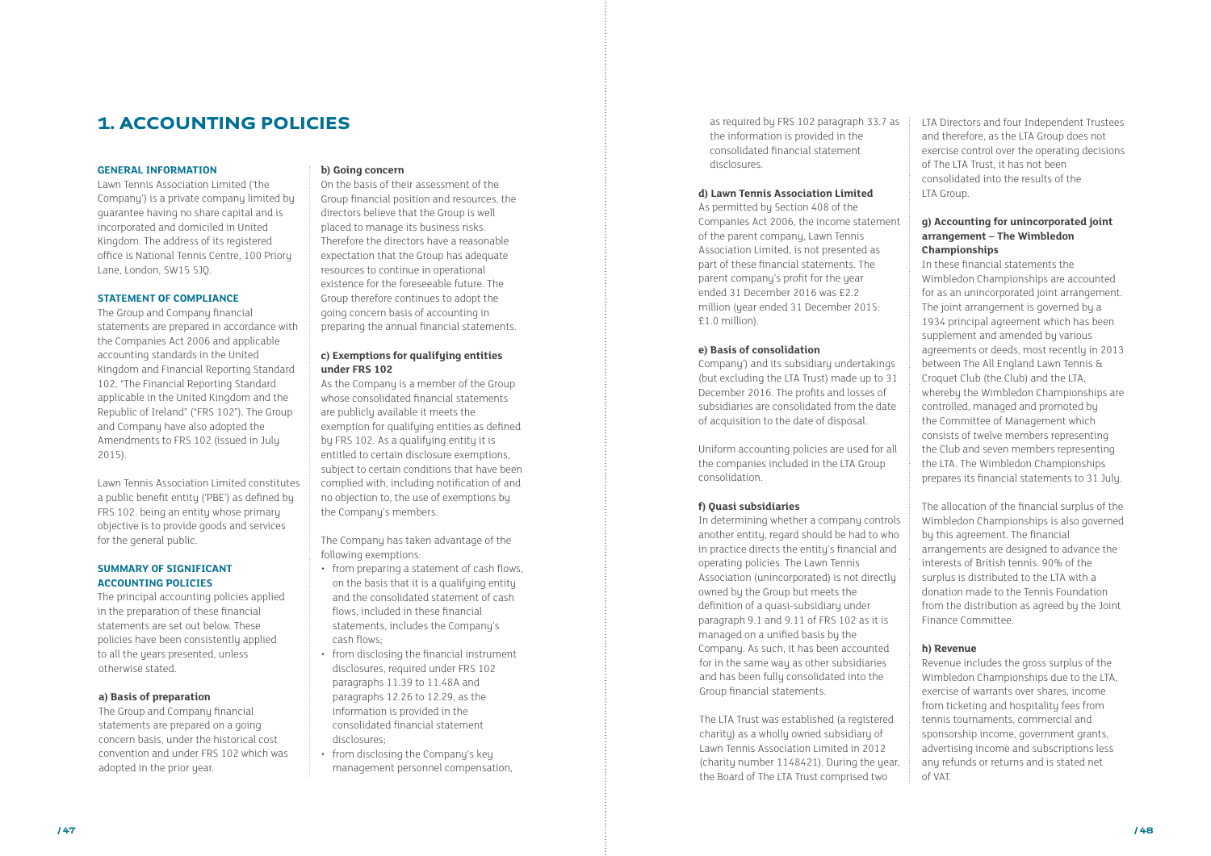# 1. ACCOUNTING POLICIES

### GENERAL INFORMATION

Lawn Tennis Association Limited ('the Company') is a private company limited by guarantee having no share capital and is incorporated and domiciled in United Kingdom. The address of its registered office is National Tennis Centre, 100 Priory Lane, London, SW15 5JQ.

### STATEMENT OF COMPLIANCE

The Group and Company financial statements are prepared in accordance with the Companies Act 2006 and applicable accounting standards in the United Kingdom and Financial Reporting Standard 102, "The Financial Reporting Standard applicable in the United Kingdom and the Republic of Ireland" ("FRS 102"). The Group and Company have also adopted the Amendments to FRS 102 (issued in July 2015).

Lawn Tennis Association Limited constitutes a public benefit entity ('PBE') as defined by FRS 102. being an entity whose primary objective is to provide goods and services for the general public.

### SUMMARY OF SIGNIFICANT ACCOUNTING POLICIES

The principal accounting policies applied in the preparation of these financial statements are set out below. These policies have been consistently applied to all the years presented, unless otherwise stated.

**a) Basis of preparation**

The Group and Company financial statements are prepared on a going concern basis, under the historical cost convention and under FRS 102 which was adopted in the prior year.

**b) Going concern**

On the basis of their assessment of the Group financial position and resources, the directors believe that the Group is well placed to manage its business risks. Therefore the directors have a reasonable expectation that the Group has adequate resources to continue in operational existence for the foreseeable future. The Group therefore continues to adopt the going concern basis of accounting in preparing the annual financial statements.

**c) Exemptions for qualifying entities under FRS 102**

As the Company is a member of the Group whose consolidated financial statements are publicly available it meets the exemption for qualifying entities as defined by FRS 102. As a qualifying entity it is entitled to certain disclosure exemptions, subject to certain conditions that have been complied with, including notification of and no objection to, the use of exemptions by the Company's members.

The Company has taken advantage of the following exemptions:

- from preparing a statement of cash flows, on the basis that it is a qualifying entity and the consolidated statement of cash flows, included in these financial statements, includes the Company's cash flows;
- from disclosing the financial instrument disclosures, required under FRS 102 paragraphs 11.39 to 11.48A and paragraphs 12.26 to 12.29, as the information is provided in the consolidated financial statement disclosures;
- from disclosing the Company's key management personnel compensation, as required by FRS 102 paragraph 33.7 as the information is provided in the consolidated financial statement disclosures.

**d) Lawn Tennis Association Limited**

As permitted by Section 408 of the Companies Act 2006, the income statement of the parent company, Lawn Tennis Association Limited, is not presented as part of these financial statements. The parent company's profit for the year ended 31 December 2016 was £2.2 million (year ended 31 December 2015: £1.0 million).

**e) Basis of consolidation**

Company') and its subsidiary undertakings (but excluding the LTA Trust) made up to 31 December 2016. The profits and losses of subsidiaries are consolidated from the date of acquisition to the date of disposal.

Uniform accounting policies are used for all the companies included in the LTA Group consolidation.

**f) Quasi subsidiaries**

In determining whether a company controls another entity, regard should be had to who in practice directs the entity's financial and operating policies. The Lawn Tennis Association (unincorporated) is not directly owned by the Group but meets the definition of a quasi-subsidiary under paragraph 9.1 and 9.11 of FRS 102 as it is managed on a unified basis by the Company. As such, it has been accounted for in the same way as other subsidiaries and has been fully consolidated into the Group financial statements.

The LTA Trust was established (a registered charity) as a wholly owned subsidiary of Lawn Tennis Association Limited in 2012 (charity number 1148421). During the year, the Board of The LTA Trust comprised two LTA Directors and four Independent Trustees and therefore, as the LTA Group does not exercise control over the operating decisions of The LTA Trust, it has not been consolidated into the results of the LTA Group.

**g) Accounting for unincorporated joint arrangement – The Wimbledon Championships**

In these financial statements the Wimbledon Championships are accounted for as an unincorporated joint arrangement. The joint arrangement is governed by a 1934 principal agreement which has been supplement and amended by various agreements or deeds, most recently in 2013 between The All England Lawn Tennis & Croquet Club (the Club) and the LTA, whereby the Wimbledon Championships are controlled, managed and promoted by the Committee of Management which consists of twelve members representing the Club and seven members representing the LTA. The Wimbledon Championships prepares its financial statements to 31 July.

The allocation of the financial surplus of the Wimbledon Championships is also governed by this agreement. The financial arrangements are designed to advance the interests of British tennis. 90% of the surplus is distributed to the LTA with a donation made to the Tennis Foundation from the distribution as agreed by the Joint Finance Committee.

**h) Revenue**

Revenue includes the gross surplus of the Wimbledon Championships due to the LTA, exercise of warrants over shares, income from ticketing and hospitality fees from tennis tournaments, commercial and sponsorship income, government grants, advertising income and subscriptions less any refunds or returns and is stated net of VAT.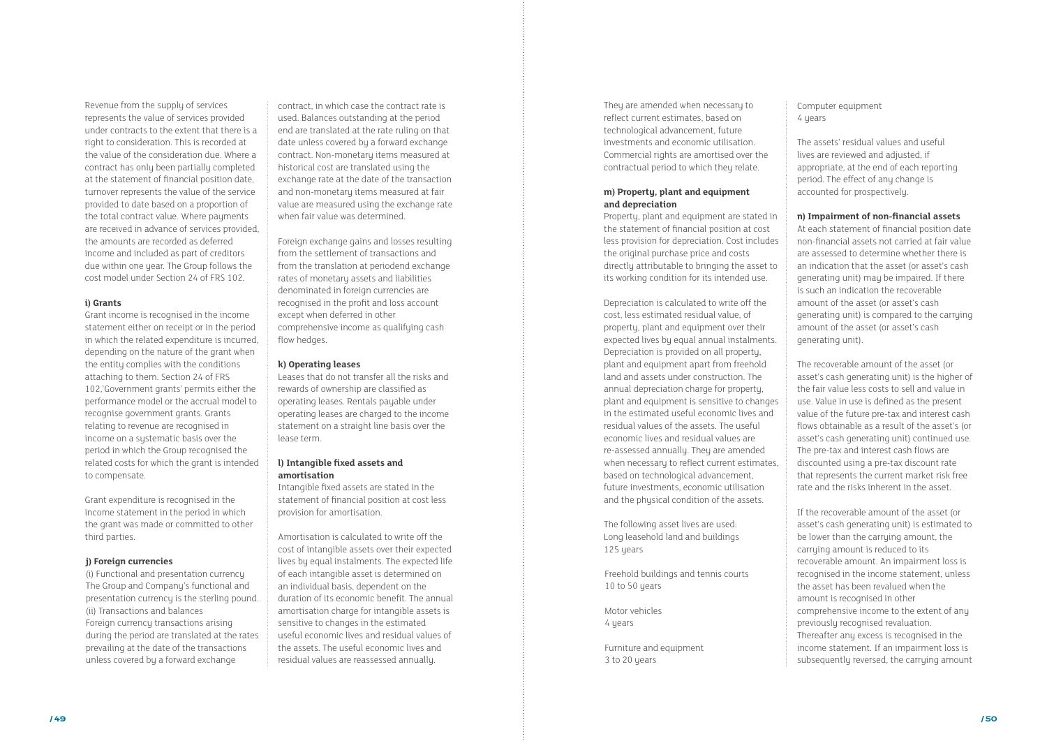Revenue from the supply of services represents the value of services provided under contracts to the extent that there is a right to consideration. This is recorded at the value of the consideration due. Where a contract has only been partially completed at the statement of financial position date, turnover represents the value of the service provided to date based on a proportion of the total contract value. Where payments are received in advance of services provided, the amounts are recorded as deferred income and included as part of creditors due within one year. The Group follows the cost model under Section 24 of FRS 102.

**i) Grants**

Grant income is recognised in the income statement either on receipt or in the period in which the related expenditure is incurred, depending on the nature of the grant when the entity complies with the conditions attaching to them. Section 24 of FRS 102,'Government grants' permits either the performance model or the accrual model to recognise government grants. Grants relating to revenue are recognised in income on a systematic basis over the period in which the Group recognised the related costs for which the grant is intended to compensate.

Grant expenditure is recognised in the income statement in the period in which the grant was made or committed to other third parties.

**j) Foreign currencies**

(i) Functional and presentation currency
The Group and Company's functional and presentation currency is the sterling pound.
(ii) Transactions and balances
Foreign currency transactions arising during the period are translated at the rates prevailing at the date of the transactions unless covered by a forward exchange contract, in which case the contract rate is used. Balances outstanding at the period end are translated at the rate ruling on that date unless covered by a forward exchange contract. Non-monetary items measured at historical cost are translated using the exchange rate at the date of the transaction and non-monetary items measured at fair value are measured using the exchange rate when fair value was determined.

Foreign exchange gains and losses resulting from the settlement of transactions and from the translation at periodend exchange rates of monetary assets and liabilities denominated in foreign currencies are recognised in the profit and loss account except when deferred in other comprehensive income as qualifying cash flow hedges.

**k) Operating leases**

Leases that do not transfer all the risks and rewards of ownership are classified as operating leases. Rentals payable under operating leases are charged to the income statement on a straight line basis over the lease term.

**l) Intangible fixed assets and amortisation**

Intangible fixed assets are stated in the statement of financial position at cost less provision for amortisation.

Amortisation is calculated to write off the cost of intangible assets over their expected lives by equal instalments. The expected life of each intangible asset is determined on an individual basis, dependent on the duration of its economic benefit. The annual amortisation charge for intangible assets is sensitive to changes in the estimated useful economic lives and residual values of the assets. The useful economic lives and residual values are reassessed annually. They are amended when necessary to reflect current estimates, based on technological advancement, future investments and economic utilisation. Commercial rights are amortised over the contractual period to which they relate.

**m) Property, plant and equipment and depreciation**

Property, plant and equipment are stated in the statement of financial position at cost less provision for depreciation. Cost includes the original purchase price and costs directly attributable to bringing the asset to its working condition for its intended use.

Depreciation is calculated to write off the cost, less estimated residual value, of property, plant and equipment over their expected lives by equal annual instalments. Depreciation is provided on all property, plant and equipment apart from freehold land and assets under construction. The annual depreciation charge for property, plant and equipment is sensitive to changes in the estimated useful economic lives and residual values of the assets. The useful economic lives and residual values are re-assessed annually. They are amended when necessary to reflect current estimates, based on technological advancement, future investments, economic utilisation and the physical condition of the assets.

The following asset lives are used:
Long leasehold land and buildings
125 years

Freehold buildings and tennis courts
10 to 50 years

Motor vehicles
4 years

Furniture and equipment
3 to 20 years

Computer equipment
4 years

The assets' residual values and useful lives are reviewed and adjusted, if appropriate, at the end of each reporting period. The effect of any change is accounted for prospectively.

**n) Impairment of non-financial assets**

At each statement of financial position date non-financial assets not carried at fair value are assessed to determine whether there is an indication that the asset (or asset's cash generating unit) may be impaired. If there is such an indication the recoverable amount of the asset (or asset's cash generating unit) is compared to the carrying amount of the asset (or asset's cash generating unit).

The recoverable amount of the asset (or asset's cash generating unit) is the higher of the fair value less costs to sell and value in use. Value in use is defined as the present value of the future pre-tax and interest cash flows obtainable as a result of the asset's (or asset's cash generating unit) continued use. The pre-tax and interest cash flows are discounted using a pre-tax discount rate that represents the current market risk free rate and the risks inherent in the asset.

If the recoverable amount of the asset (or asset's cash generating unit) is estimated to be lower than the carrying amount, the carrying amount is reduced to its recoverable amount. An impairment loss is recognised in the income statement, unless the asset has been revalued when the amount is recognised in other comprehensive income to the extent of any previously recognised revaluation. Thereafter any excess is recognised in the income statement. If an impairment loss is subsequently reversed, the carrying amount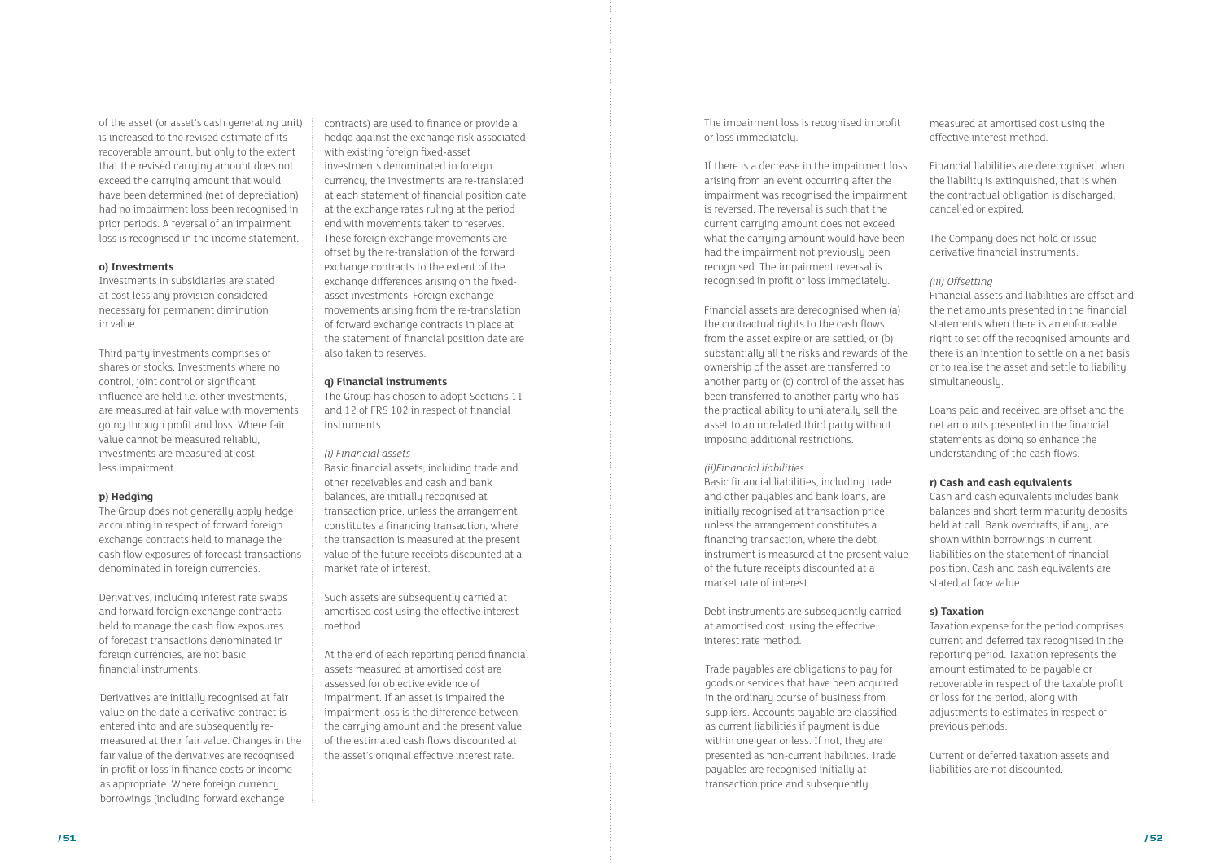of the asset (or asset's cash generating unit) is increased to the revised estimate of its recoverable amount, but only to the extent that the revised carrying amount does not exceed the carrying amount that would have been determined (net of depreciation) had no impairment loss been recognised in prior periods. A reversal of an impairment loss is recognised in the income statement.

**o) Investments**

Investments in subsidiaries are stated at cost less any provision considered necessary for permanent diminution in value.

Third party investments comprises of shares or stocks. Investments where no control, joint control or significant influence are held i.e. other investments, are measured at fair value with movements going through profit and loss. Where fair value cannot be measured reliably, investments are measured at cost less impairment.

**p) Hedging**

The Group does not generally apply hedge accounting in respect of forward foreign exchange contracts held to manage the cash flow exposures of forecast transactions denominated in foreign currencies.

Derivatives, including interest rate swaps and forward foreign exchange contracts held to manage the cash flow exposures of forecast transactions denominated in foreign currencies, are not basic financial instruments.

Derivatives are initially recognised at fair value on the date a derivative contract is entered into and are subsequently re-measured at their fair value. Changes in the fair value of the derivatives are recognised in profit or loss in finance costs or income as appropriate. Where foreign currency borrowings (including forward exchange contracts) are used to finance or provide a hedge against the exchange risk associated with existing foreign fixed-asset investments denominated in foreign currency, the investments are re-translated at each statement of financial position date at the exchange rates ruling at the period end with movements taken to reserves. These foreign exchange movements are offset by the re-translation of the forward exchange contracts to the extent of the exchange differences arising on the fixed-asset investments. Foreign exchange movements arising from the re-translation of forward exchange contracts in place at the statement of financial position date are also taken to reserves.

**q) Financial instruments**

The Group has chosen to adopt Sections 11 and 12 of FRS 102 in respect of financial instruments.

*(i) Financial assets*

Basic financial assets, including trade and other receivables and cash and bank balances, are initially recognised at transaction price, unless the arrangement constitutes a financing transaction, where the transaction is measured at the present value of the future receipts discounted at a market rate of interest.

Such assets are subsequently carried at amortised cost using the effective interest method.

At the end of each reporting period financial assets measured at amortised cost are assessed for objective evidence of impairment. If an asset is impaired the impairment loss is the difference between the carrying amount and the present value of the estimated cash flows discounted at the asset's original effective interest rate.

The impairment loss is recognised in profit or loss immediately.

If there is a decrease in the impairment loss arising from an event occurring after the impairment was recognised the impairment is reversed. The reversal is such that the current carrying amount does not exceed what the carrying amount would have been had the impairment not previously been recognised. The impairment reversal is recognised in profit or loss immediately.

Financial assets are derecognised when (a) the contractual rights to the cash flows from the asset expire or are settled, or (b) substantially all the risks and rewards of the ownership of the asset are transferred to another party or (c) control of the asset has been transferred to another party who has the practical ability to unilaterally sell the asset to an unrelated third party without imposing additional restrictions.

*(ii)Financial liabilities*

Basic financial liabilities, including trade and other payables and bank loans, are initially recognised at transaction price, unless the arrangement constitutes a financing transaction, where the debt instrument is measured at the present value of the future receipts discounted at a market rate of interest.

Debt instruments are subsequently carried at amortised cost, using the effective interest rate method.

Trade payables are obligations to pay for goods or services that have been acquired in the ordinary course of business from suppliers. Accounts payable are classified as current liabilities if payment is due within one year or less. If not, they are presented as non-current liabilities. Trade payables are recognised initially at transaction price and subsequently measured at amortised cost using the effective interest method.

Financial liabilities are derecognised when the liability is extinguished, that is when the contractual obligation is discharged, cancelled or expired.

The Company does not hold or issue derivative financial instruments.

*(iii) Offsetting*

Financial assets and liabilities are offset and the net amounts presented in the financial statements when there is an enforceable right to set off the recognised amounts and there is an intention to settle on a net basis or to realise the asset and settle to liability simultaneously.

Loans paid and received are offset and the net amounts presented in the financial statements as doing so enhance the understanding of the cash flows.

**r) Cash and cash equivalents**

Cash and cash equivalents includes bank balances and short term maturity deposits held at call. Bank overdrafts, if any, are shown within borrowings in current liabilities on the statement of financial position. Cash and cash equivalents are stated at face value.

**s) Taxation**

Taxation expense for the period comprises current and deferred tax recognised in the reporting period. Taxation represents the amount estimated to be payable or recoverable in respect of the taxable profit or loss for the period, along with adjustments to estimates in respect of previous periods.

Current or deferred taxation assets and liabilities are not discounted.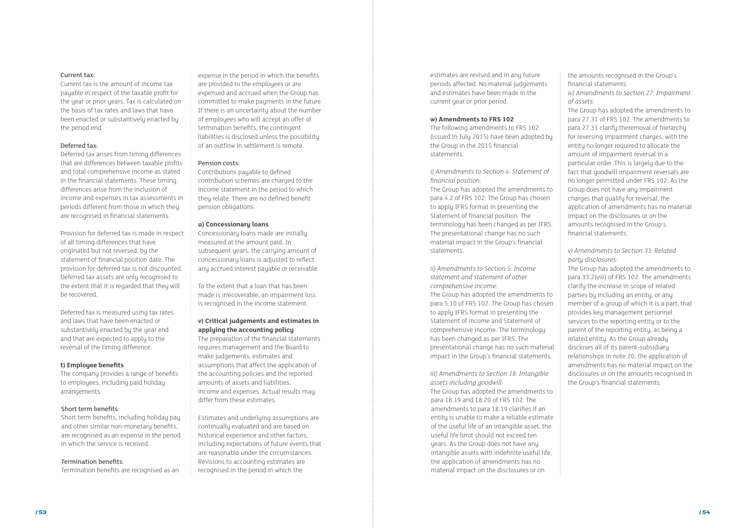Current tax:
Current tax is the amount of income tax payable in respect of the taxable profit for the year or prior years. Tax is calculated on the basis of tax rates and laws that have been enacted or substantively enacted by the period end.

Deferred tax:
Deferred tax arises from timing differences that are differences between taxable profits and total comprehensive income as stated in the financial statements. These timing differences arise from the inclusion of income and expenses in tax assessments in periods different from those in which they are recognised in financial statements.

Provision for deferred tax is made in respect of all timing differences that have originated but not reversed, by the statement of financial position date. The provision for deferred tax is not discounted. Deferred tax assets are only recognised to the extent that it is regarded that they will be recovered.

Deferred tax is measured using tax rates and laws that have been enacted or substantively enacted by the year end and that are expected to apply to the reversal of the timing difference.

**t) Employee benefits**

The company provides a range of benefits to employees, including paid holiday arrangements.

Short term benefits:
Short term benefits, including holiday pay and other similar non-monetary benefits, are recognised as an expense in the period in which the service is received.

Termination benefits:
Termination benefits are recognised as an expense in the period in which the benefits are provided to the employees or are expensed and accrued when the Group has committed to make payments in the future. If there is an uncertainty about the number of employees who will accept an offer of termination benefits, the contingent liabilities is disclosed unless the possibility of an outflow in settlement is remote.

Pension costs:
Contributions payable to defined contribution schemes are charged to the income statement in the period to which they relate. There are no defined benefit pension obligations.

**u) Concessionary loans**

Concessionary loans made are initially measured at the amount paid. In subsequent years, the carrying amount of concessionary loans is adjusted to reflect any accrued interest payable or receivable.

To the extent that a loan that has been made is irrecoverable, an impairment loss is recognised in the income statement.

**v) Critical judgements and estimates in applying the accounting policy**

The preparation of the financial statements requires management and the Board to make judgements, estimates and assumptions that affect the application of the accounting policies and the reported amounts of assets and liabilities, income and expenses. Actual results may differ from these estimates.

Estimates and underlying assumptions are continually evaluated and are based on historical experience and other factors, including expectations of future events that are reasonable under the circumstances. Revisions to accounting estimates are recognised in the period in which the estimates are revised and in any future periods affected. No material judgements and estimates have been made in the current year or prior period.

**w) Amendments to FRS 102**

The following amendments to FRS 102 (issued in July 2015) have been adopted by the Group in the 2015 financial statements.

*i) Amendments to Section 4: Statement of financial position:*
The Group has adopted the amendments to para 4.2 of FRS 102. The Group has chosen to apply IFRS format in presenting the Statement of financial position. The terminology has been changed as per IFRS. The presentational change has no such material impact in the Group's financial statements.

*ii) Amendments to Section 5: Income statement and statement of other comprehensive income:*
The Group has adopted the amendments to para 5.10 of FRS 102. The Group has chosen to apply IFRS format in presenting the Statement of income and Statement of comprehensive income. The terminology has been changed as per IFRS. The presentational change has no such material impact in the Group's financial statements.

*iii) Amendments to Section 18: Intangible assets including goodwill:*
The Group has adopted the amendments to para 18.19 and 18.20 of FRS 102. The amendments to para 18.19 clarifies if an entity is unable to make a reliable estimate of the useful life of an intangible asset, the useful life limit should not exceed ten years. As the Group does not have any intangible assets with indefinite useful life, the application of amendments has no material impact on the disclosures or on the amounts recognised in the Group's financial statements.

*iv) Amendments to Section 27: Impairment of assets:*
The Group has adopted the amendments to para 27.31 of FRS 102. The amendments to para 27.31 clarify theremoval of hierarchy for reversing impairment charges, with the entity no longer required to allocate the amount of impairment reversal in a particular order. This is largely due to the fact that goodwill impairment reversals are no longer permitted under FRS 102. As the Group does not have any impairment charges that qualify for reversal, the application of amendments has no material impact on the disclosures or on the amounts recognised in the Group's financial statements.

*v) Amendments to Section 33: Related party disclosures:*
The Group has adopted the amendments to para 33.2(viii) of FRS 102. The amendments clarify the increase in scope of related parties by including an entity, or any member of a group of which it is a part, that provides key management personnel services to the reporting entity or to the parent of the reporting entity, as being a related entity. As the Group already discloses all of its parent-subsidiary relationships in note 20, the application of amendments has no material impact on the disclosures or on the amounts recognised in the Group's financial statements.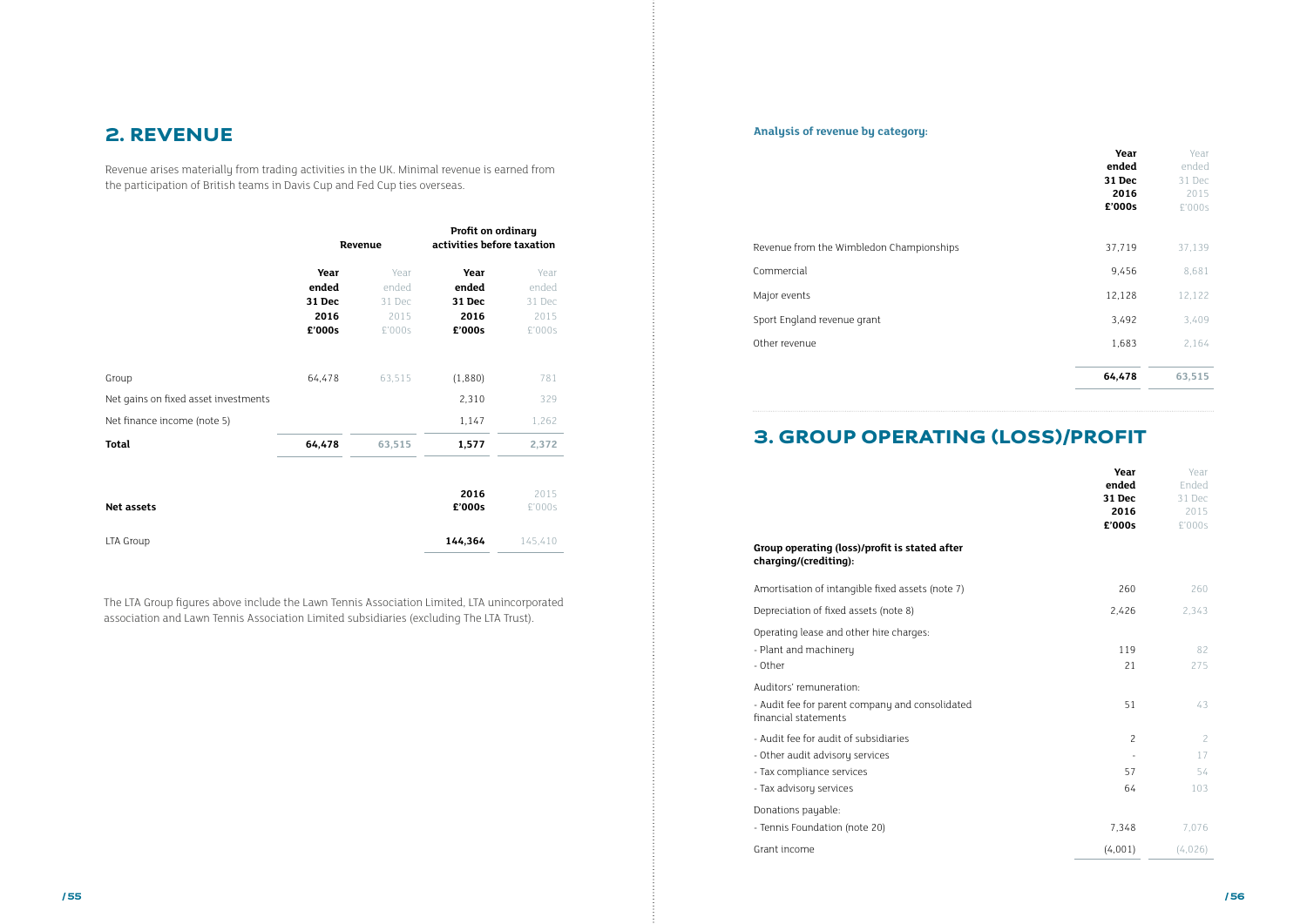## 2. REVENUE

Revenue arises materially from trading activities in the UK. Minimal revenue is earned from the participation of British teams in Davis Cup and Fed Cup ties overseas.

| | Revenue | | Profit on ordinary activities before taxation | |
|---|---|---|---|---|
| | **Year ended 31 Dec 2016 £'000s** | Year ended 31 Dec 2015 £'000s | **Year ended 31 Dec 2016 £'000s** | Year ended 31 Dec 2015 £'000s |
| Group | 64,478 | 63,515 | (1,880) | 781 |
| Net gains on fixed asset investments | | | 2,310 | 329 |
| Net finance income (note 5) | | | 1,147 | 1,262 |
| **Total** | **64,478** | **63,515** | **1,577** | **2,372** |

| **Net assets** | **2016 £'000s** | 2015 £'000s |
|---|---|---|
| LTA Group | **144,364** | 145,410 |

The LTA Group figures above include the Lawn Tennis Association Limited, LTA unincorporated association and Lawn Tennis Association Limited subsidiaries (excluding The LTA Trust).

### Analysis of revenue by category:

| | **Year ended 31 Dec 2016 £'000s** | Year ended 31 Dec 2015 £'000s |
|---|---|---|
| Revenue from the Wimbledon Championships | 37,719 | 37,139 |
| Commercial | 9,456 | 8,681 |
| Major events | 12,128 | 12,122 |
| Sport England revenue grant | 3,492 | 3,409 |
| Other revenue | 1,683 | 2,164 |
| | **64,478** | **63,515** |

## 3. GROUP OPERATING (LOSS)/PROFIT

| **Group operating (loss)/profit is stated after charging/(crediting):** | **Year ended 31 Dec 2016 £'000s** | Year Ended 31 Dec 2015 £'000s |
|---|---|---|
| Amortisation of intangible fixed assets (note 7) | 260 | 260 |
| Depreciation of fixed assets (note 8) | 2,426 | 2,343 |
| Operating lease and other hire charges: | | |
| - Plant and machinery | 119 | 82 |
| - Other | 21 | 275 |
| Auditors' remuneration: | | |
| - Audit fee for parent company and consolidated financial statements | 51 | 43 |
| - Audit fee for audit of subsidiaries | 2 | 2 |
| - Other audit advisory services | - | 17 |
| - Tax compliance services | 57 | 54 |
| - Tax advisory services | 64 | 103 |
| Donations payable: | | |
| - Tennis Foundation (note 20) | 7,348 | 7,076 |
| Grant income | (4,001) | (4,026) |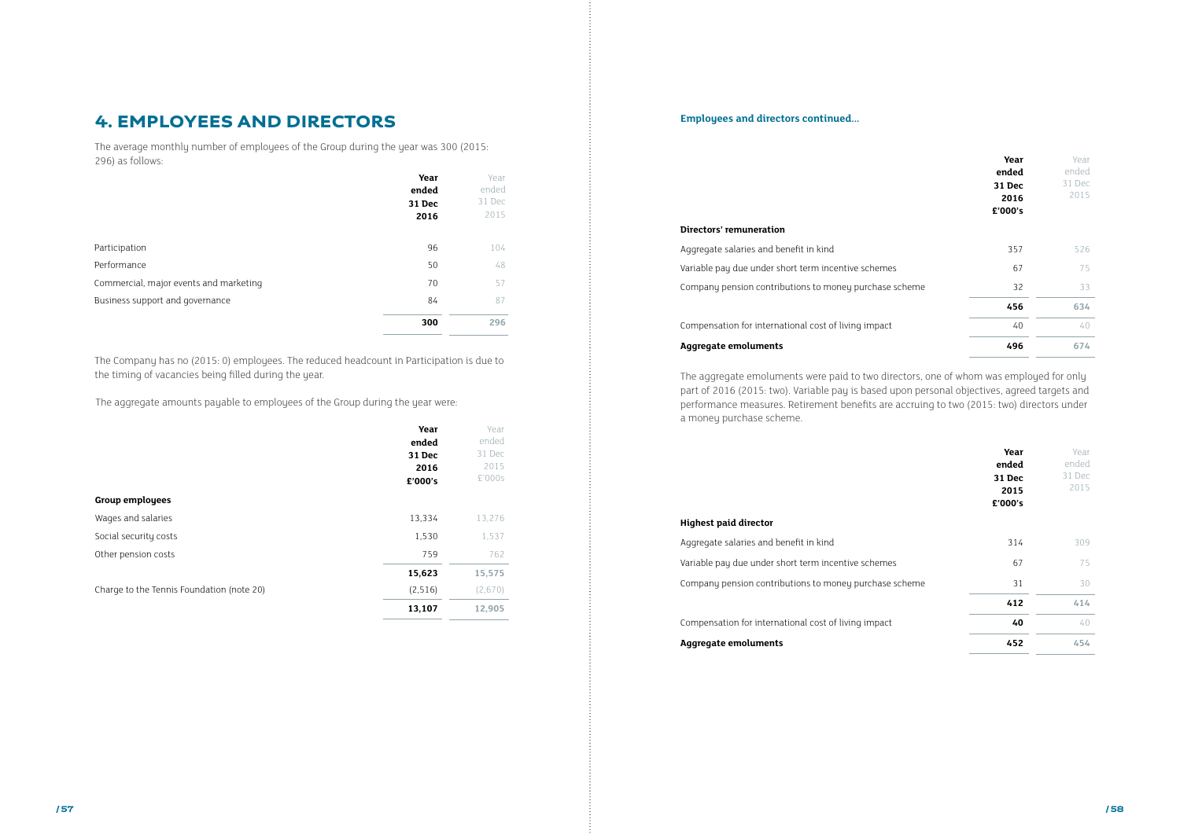# 4. EMPLOYEES AND DIRECTORS

The average monthly number of employees of the Group during the year was 300 (2015: 296) as follows:

| | Year ended 31 Dec 2016 | Year ended 31 Dec 2015 |
|---|---|---|
| Participation | 96 | 104 |
| Performance | 50 | 48 |
| Commercial, major events and marketing | 70 | 57 |
| Business support and governance | 84 | 87 |
| | **300** | **296** |

The Company has no (2015: 0) employees. The reduced headcount in Participation is due to the timing of vacancies being filled during the year.

The aggregate amounts payable to employees of the Group during the year were:

| | Year ended 31 Dec 2016 £'000's | Year ended 31 Dec 2015 £'000s |
|---|---|---|
| **Group employees** | | |
| Wages and salaries | 13,334 | 13,276 |
| Social security costs | 1,530 | 1,537 |
| Other pension costs | 759 | 762 |
| | **15,623** | **15,575** |
| Charge to the Tennis Foundation (note 20) | (2,516) | (2,670) |
| | **13,107** | **12,905** |

**Employees and directors continued...**

| | Year ended 31 Dec 2016 £'000's | Year ended 31 Dec 2015 |
|---|---|---|
| **Directors' remuneration** | | |
| Aggregate salaries and benefit in kind | 357 | 526 |
| Variable pay due under short term incentive schemes | 67 | 75 |
| Company pension contributions to money purchase scheme | 32 | 33 |
| | **456** | **634** |
| Compensation for international cost of living impact | 40 | 40 |
| **Aggregate emoluments** | **496** | **674** |

The aggregate emoluments were paid to two directors, one of whom was employed for only part of 2016 (2015: two). Variable pay is based upon personal objectives, agreed targets and performance measures. Retirement benefits are accruing to two (2015: two) directors under a money purchase scheme.

| | Year ended 31 Dec 2015 £'000's | Year ended 31 Dec 2015 |
|---|---|---|
| **Highest paid director** | | |
| Aggregate salaries and benefit in kind | 314 | 309 |
| Variable pay due under short term incentive schemes | 67 | 75 |
| Company pension contributions to money purchase scheme | 31 | 30 |
| | **412** | **414** |
| Compensation for international cost of living impact | **40** | 40 |
| **Aggregate emoluments** | **452** | **454** |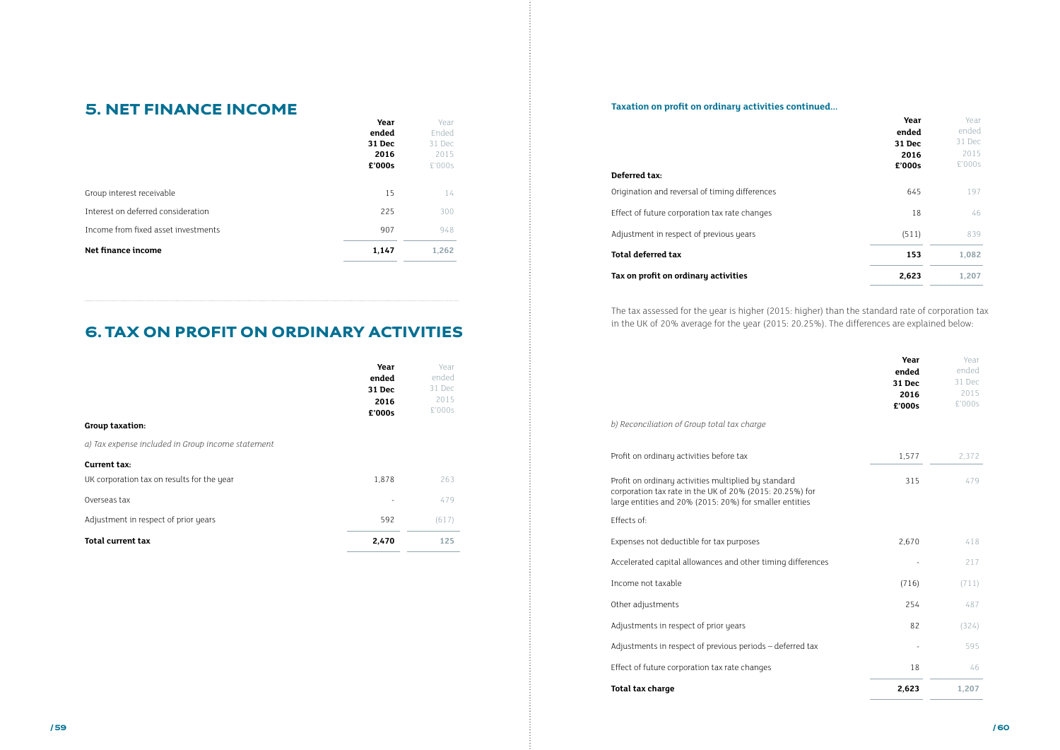## 5. NET FINANCE INCOME

| | Year ended 31 Dec 2016 £'000s | Year Ended 31 Dec 2015 £'000s |
|---|---|---|
| Group interest receivable | 15 | 14 |
| Interest on deferred consideration | 225 | 300 |
| Income from fixed asset investments | 907 | 948 |
| **Net finance income** | **1,147** | **1,262** |

## 6. TAX ON PROFIT ON ORDINARY ACTIVITIES

| | Year ended 31 Dec 2016 £'000s | Year ended 31 Dec 2015 £'000s |
|---|---|---|
| **Group taxation:** | | |
| *a) Tax expense included in Group income statement* | | |
| **Current tax:** | | |
| UK corporation tax on results for the year | 1,878 | 263 |
| Overseas tax | - | 479 |
| Adjustment in respect of prior years | 592 | (617) |
| **Total current tax** | **2,470** | **125** |

### Taxation on profit on ordinary activities continued...

| | Year ended 31 Dec 2016 £'000s | Year ended 31 Dec 2015 £'000s |
|---|---|---|
| **Deferred tax:** | | |
| Origination and reversal of timing differences | 645 | 197 |
| Effect of future corporation tax rate changes | 18 | 46 |
| Adjustment in respect of previous years | (511) | 839 |
| **Total deferred tax** | **153** | **1,082** |
| **Tax on profit on ordinary activities** | **2,623** | **1,207** |

The tax assessed for the year is higher (2015: higher) than the standard rate of corporation tax in the UK of 20% average for the year (2015: 20.25%). The differences are explained below:

| | Year ended 31 Dec 2016 £'000s | Year ended 31 Dec 2015 £'000s |
|---|---|---|
| *b) Reconciliation of Group total tax charge* | | |
| Profit on ordinary activities before tax | 1,577 | 2,372 |
| Profit on ordinary activities multiplied by standard corporation tax rate in the UK of 20% (2015: 20.25%) for large entities and 20% (2015: 20%) for smaller entities | 315 | 479 |
| Effects of: | | |
| Expenses not deductible for tax purposes | 2,670 | 418 |
| Accelerated capital allowances and other timing differences | - | 217 |
| Income not taxable | (716) | (711) |
| Other adjustments | 254 | 487 |
| Adjustments in respect of prior years | 82 | (324) |
| Adjustments in respect of previous periods – deferred tax | - | 595 |
| Effect of future corporation tax rate changes | 18 | 46 |
| **Total tax charge** | **2,623** | **1,207** |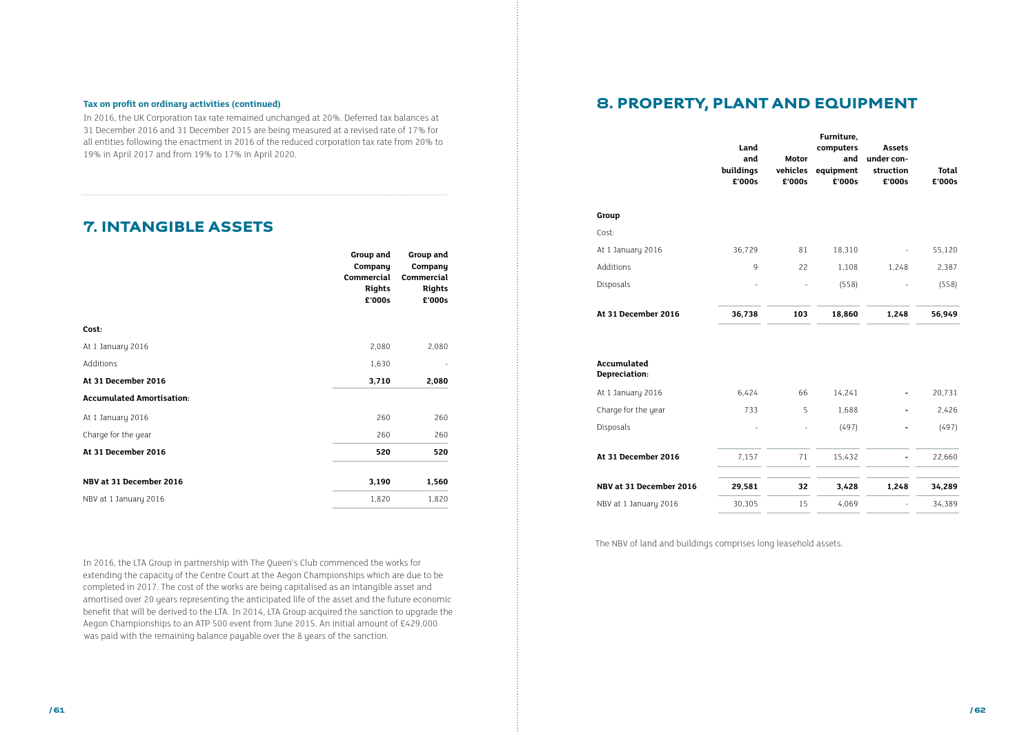**Tax on profit on ordinary activities (continued)**

In 2016, the UK Corporation tax rate remained unchanged at 20%. Deferred tax balances at 31 December 2016 and 31 December 2015 are being measured at a revised rate of 17% for all entities following the enactment in 2016 of the reduced corporation tax rate from 20% to 19% in April 2017 and from 19% to 17% in April 2020.

## 7. INTANGIBLE ASSETS

| | Group and Company Commercial Rights £'000s | Group and Company Commercial Rights £'000s |
|---|---|---|
| **Cost:** | | |
| At 1 January 2016 | 2,080 | 2,080 |
| Additions | 1,630 | - |
| **At 31 December 2016** | **3,710** | **2,080** |
| **Accumulated Amortisation:** | | |
| At 1 January 2016 | 260 | 260 |
| Charge for the year | 260 | 260 |
| **At 31 December 2016** | **520** | **520** |
| **NBV at 31 December 2016** | **3,190** | **1,560** |
| NBV at 1 January 2016 | 1,820 | 1,820 |

In 2016, the LTA Group in partnership with The Queen's Club commenced the works for extending the capacity of the Centre Court at the Aegon Championships which are due to be completed in 2017. The cost of the works are being capitalised as an intangible asset and amortised over 20 years representing the anticipated life of the asset and the future economic benefit that will be derived to the LTA. In 2014, LTA Group acquired the sanction to upgrade the Aegon Championships to an ATP 500 event from June 2015. An initial amount of £429,000 was paid with the remaining balance payable over the 8 years of the sanction.

## 8. PROPERTY, PLANT AND EQUIPMENT

| | Land and buildings £'000s | Motor vehicles £'000s | Furniture, computers and equipment £'000s | Assets under construction £'000s | Total £'000s |
|---|---|---|---|---|---|
| **Group** | | | | | |
| Cost: | | | | | |
| At 1 January 2016 | 36,729 | 81 | 18,310 | - | 55,120 |
| Additions | 9 | 22 | 1,108 | 1,248 | 2,387 |
| Disposals | - | - | (558) | - | (558) |
| **At 31 December 2016** | **36,738** | **103** | **18,860** | **1,248** | **56,949** |
| **Accumulated Depreciation:** | | | | | |
| At 1 January 2016 | 6,424 | 66 | 14,241 | - | 20,731 |
| Charge for the year | 733 | 5 | 1,688 | - | 2,426 |
| Disposals | - | - | (497) | - | (497) |
| **At 31 December 2016** | 7,157 | 71 | 15,432 | - | 22,660 |
| **NBV at 31 December 2016** | **29,581** | **32** | **3,428** | **1,248** | **34,289** |
| NBV at 1 January 2016 | 30,305 | 15 | 4,069 | - | 34,389 |

The NBV of land and buildings comprises long leasehold assets.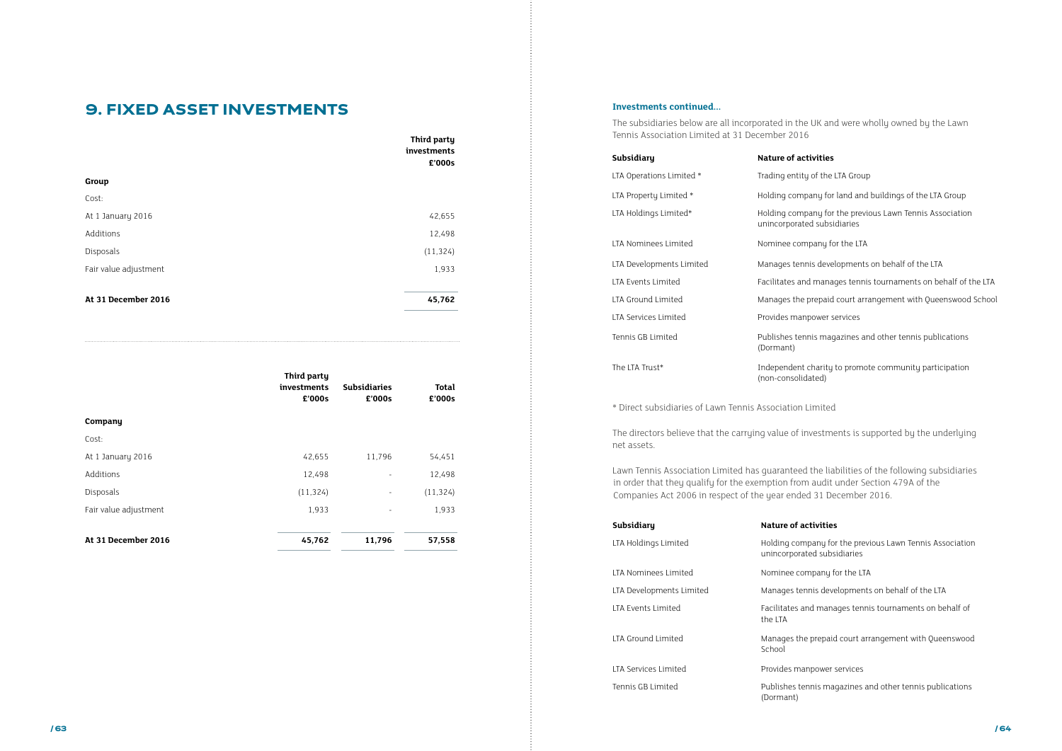## 9. FIXED ASSET INVESTMENTS

| | Third party investments £'000s |
|---|---|
| **Group** | |
| Cost: | |
| At 1 January 2016 | 42,655 |
| Additions | 12,498 |
| Disposals | (11,324) |
| Fair value adjustment | 1,933 |
| **At 31 December 2016** | **45,762** |

| | Third party investments £'000s | Subsidiaries £'000s | Total £'000s |
|---|---|---|---|
| **Company** | | | |
| Cost: | | | |
| At 1 January 2016 | 42,655 | 11,796 | 54,451 |
| Additions | 12,498 | - | 12,498 |
| Disposals | (11,324) | - | (11,324) |
| Fair value adjustment | 1,933 | - | 1,933 |
| **At 31 December 2016** | **45,762** | **11,796** | **57,558** |

### Investments continued...

The subsidiaries below are all incorporated in the UK and were wholly owned by the Lawn Tennis Association Limited at 31 December 2016

| Subsidiary | Nature of activities |
|---|---|
| LTA Operations Limited * | Trading entity of the LTA Group |
| LTA Property Limited * | Holding company for land and buildings of the LTA Group |
| LTA Holdings Limited* | Holding company for the previous Lawn Tennis Association unincorporated subsidiaries |
| LTA Nominees Limited | Nominee company for the LTA |
| LTA Developments Limited | Manages tennis developments on behalf of the LTA |
| LTA Events Limited | Facilitates and manages tennis tournaments on behalf of the LTA |
| LTA Ground Limited | Manages the prepaid court arrangement with Queenswood School |
| LTA Services Limited | Provides manpower services |
| Tennis GB Limited | Publishes tennis magazines and other tennis publications (Dormant) |
| The LTA Trust* | Independent charity to promote community participation (non-consolidated) |

* Direct subsidiaries of Lawn Tennis Association Limited

The directors believe that the carrying value of investments is supported by the underlying net assets.

Lawn Tennis Association Limited has guaranteed the liabilities of the following subsidiaries in order that they qualify for the exemption from audit under Section 479A of the Companies Act 2006 in respect of the year ended 31 December 2016.

| Subsidiary | Nature of activities |
|---|---|
| LTA Holdings Limited | Holding company for the previous Lawn Tennis Association unincorporated subsidiaries |
| LTA Nominees Limited | Nominee company for the LTA |
| LTA Developments Limited | Manages tennis developments on behalf of the LTA |
| LTA Events Limited | Facilitates and manages tennis tournaments on behalf of the LTA |
| LTA Ground Limited | Manages the prepaid court arrangement with Queenswood School |
| LTA Services Limited | Provides manpower services |
| Tennis GB Limited | Publishes tennis magazines and other tennis publications (Dormant) |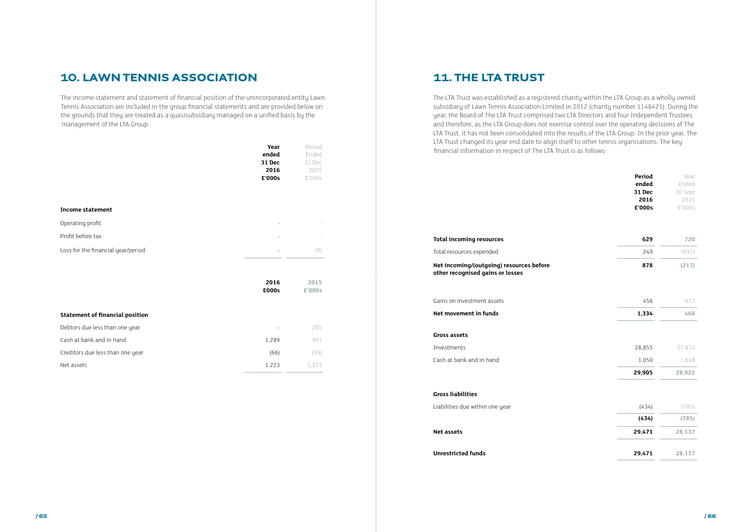## 10. LAWN TENNIS ASSOCIATION

The income statement and statement of financial position of the unincorporated entity Lawn Tennis Association are included in the group financial statements and are provided below on the grounds that they are treated as a quasisubsidiary managed on a unified basis by the management of the LTA Group.

| | Year ended 31 Dec 2016 £'000s | Period Ended 31 Dec 2015 £'000s |
|---|---|---|
| **Income statement** | | |
| Operating profit | - | - |
| Profit before tax | - | - |
| Loss for the financial year/period | - | (9) |

| | 2016 £000s | 2015 £'000s |
|---|---|---|
| **Statement of financial position** | | |
| Debtors due less than one year | - | 285 |
| Cash at bank and in hand | 1,289 | 997 |
| Creditors due less than one year | (66) | (59) |
| Net assets | 1,223 | 1,223 |

## 11. THE LTA TRUST

The LTA Trust was established as a registered charity within the LTA Group as a wholly owned subsidiary of Lawn Tennis Association Limited in 2012 (charity number 1148421). During the year, the Board of The LTA Trust comprised two LTA Directors and four Independent Trustees and therefore, as the LTA Group does not exercise control over the operating decisions of The LTA Trust, it has not been consolidated into the results of the LTA Group. In the prior year, The LTA Trust changed its year end date to align itself to other tennis organisations. The key financial information in respect of The LTA Trust is as follows:

| | Period ended 31 Dec 2016 £'000s | Year Ended 30 Sept 2015 £'000s |
|---|---|---|
| **Total incoming resources** | **629** | **720** |
| Total resources expended | 249 | (937) |
| **Net incoming/(outgoing) resources before other recognised gains or losses** | **878** | **(217)** |
| Gains on investment assets | 456 | 677 |
| **Net movement in funds** | **1,334** | **460** |
| **Gross assets** | | |
| Investments | 28,855 | 27,874 |
| Cash at bank and in hand | 1,050 | 1,048 |
| | **29,905** | **28,922** |
| **Gross liabilities** | | |
| Liabilities due within one year | (434) | (785) |
| | **(434)** | **(785)** |
| **Net assets** | **29,471** | **28,137** |
| **Unrestricted funds** | **29,471** | **28,137** |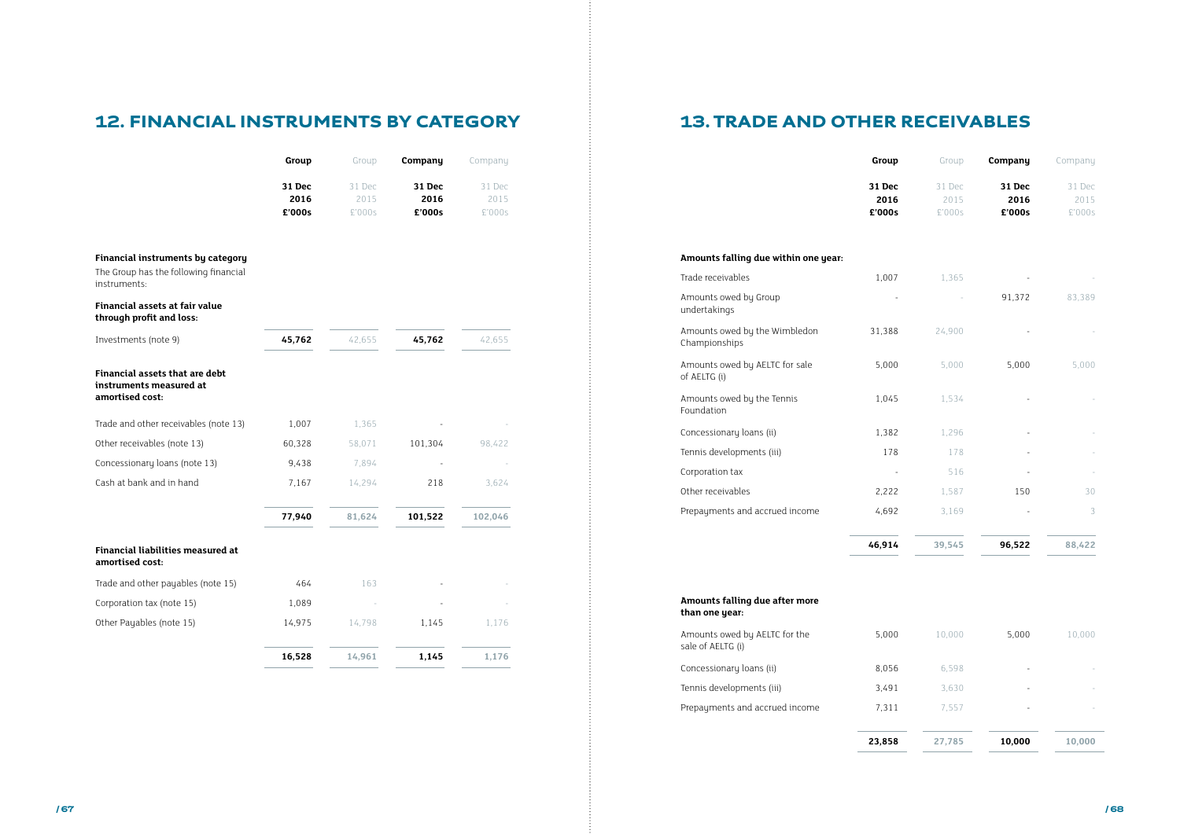## 12. FINANCIAL INSTRUMENTS BY CATEGORY

| | Group 31 Dec 2016 £'000s | Group 31 Dec 2015 £'000s | Company 31 Dec 2016 £'000s | Company 31 Dec 2015 £'000s |
|---|---|---|---|---|
| **Financial instruments by category** | | | | |
| The Group has the following financial instruments: | | | | |
| **Financial assets at fair value through profit and loss:** | | | | |
| Investments (note 9) | **45,762** | 42,655 | **45,762** | 42,655 |
| **Financial assets that are debt instruments measured at amortised cost:** | | | | |
| Trade and other receivables (note 13) | 1,007 | 1,365 | - | - |
| Other receivables (note 13) | 60,328 | 58,071 | 101,304 | 98,422 |
| Concessionary loans (note 13) | 9,438 | 7,894 | - | - |
| Cash at bank and in hand | 7,167 | 14,294 | 218 | 3,624 |
| | **77,940** | **81,624** | **101,522** | **102,046** |
| **Financial liabilities measured at amortised cost:** | | | | |
| Trade and other payables (note 15) | 464 | 163 | - | - |
| Corporation tax (note 15) | 1,089 | - | - | - |
| Other Payables (note 15) | 14,975 | 14,798 | 1,145 | 1,176 |
| | **16,528** | **14,961** | **1,145** | **1,176** |

## 13. TRADE AND OTHER RECEIVABLES

| | Group 31 Dec 2016 £'000s | Group 31 Dec 2015 £'000s | Company 31 Dec 2016 £'000s | Company 31 Dec 2015 £'000s |
|---|---|---|---|---|
| **Amounts falling due within one year:** | | | | |
| Trade receivables | 1,007 | 1,365 | - | - |
| Amounts owed by Group undertakings | - | - | 91,372 | 83,389 |
| Amounts owed by the Wimbledon Championships | 31,388 | 24,900 | - | - |
| Amounts owed by AELTC for sale of AELTG (i) | 5,000 | 5,000 | 5,000 | 5,000 |
| Amounts owed by the Tennis Foundation | 1,045 | 1,534 | - | - |
| Concessionary loans (ii) | 1,382 | 1,296 | - | - |
| Tennis developments (iii) | 178 | 178 | - | - |
| Corporation tax | - | 516 | - | - |
| Other receivables | 2,222 | 1,587 | 150 | 30 |
| Prepayments and accrued income | 4,692 | 3,169 | - | 3 |
| | **46,914** | **39,545** | **96,522** | **88,422** |
| **Amounts falling due after more than one year:** | | | | |
| Amounts owed by AELTC for the sale of AELTG (i) | 5,000 | 10,000 | 5,000 | 10,000 |
| Concessionary loans (ii) | 8,056 | 6,598 | - | - |
| Tennis developments (iii) | 3,491 | 3,630 | - | - |
| Prepayments and accrued income | 7,311 | 7,557 | - | - |
| | **23,858** | **27,785** | **10,000** | **10,000** |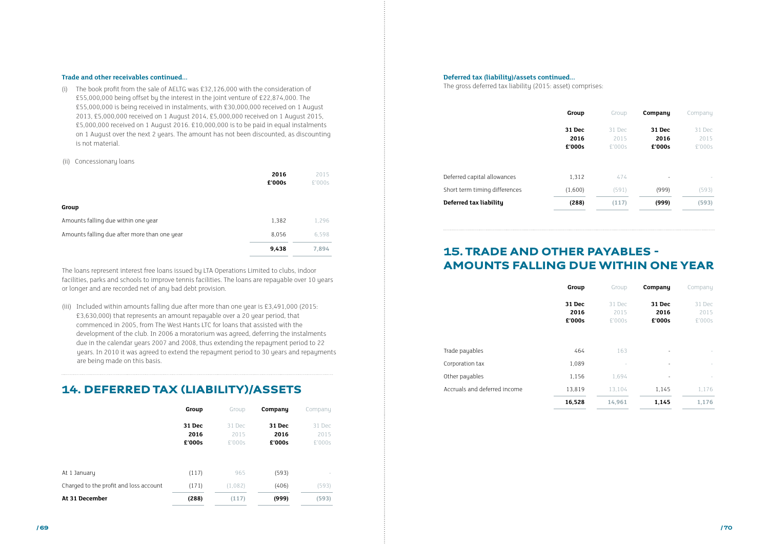### Trade and other receivables continued...

(i) The book profit from the sale of AELTG was £32,126,000 with the consideration of £55,000,000 being offset by the interest in the joint venture of £22,874,000. The £55,000,000 is being received in instalments, with £30,000,000 received on 1 August 2013, £5,000,000 received on 1 August 2014, £5,000,000 received on 1 August 2015, £5,000,000 received on 1 August 2016. £10,000,000 is to be paid in equal instalments on 1 August over the next 2 years. The amount has not been discounted, as discounting is not material.

(ii) Concessionary loans

| | 2016 £'000s | 2015 £'000s |
|---|---|---|
| **Group** | | |
| Amounts falling due within one year | 1,382 | 1,296 |
| Amounts falling due after more than one year | 8,056 | 6,598 |
| | **9,438** | **7,894** |

The loans represent interest free loans issued by LTA Operations Limited to clubs, indoor facilities, parks and schools to improve tennis facilities. The loans are repayable over 10 years or longer and are recorded net of any bad debt provision.

(iii) Included within amounts falling due after more than one year is £3,491,000 (2015: £3,630,000) that represents an amount repayable over a 20 year period, that commenced in 2005, from The West Hants LTC for loans that assisted with the development of the club. In 2006 a moratorium was agreed, deferring the instalments due in the calendar years 2007 and 2008, thus extending the repayment period to 22 years. In 2010 it was agreed to extend the repayment period to 30 years and repayments are being made on this basis.

## 14. DEFERRED TAX (LIABILITY)/ASSETS

| | Group 31 Dec 2016 £'000s | Group 31 Dec 2015 £'000s | Company 31 Dec 2016 £'000s | Company 31 Dec 2015 £'000s |
|---|---|---|---|---|
| At 1 January | (117) | 965 | (593) | - |
| Charged to the profit and loss account | (171) | (1,082) | (406) | (593) |
| **At 31 December** | **(288)** | **(117)** | **(999)** | **(593)** |

### Deferred tax (liability)/assets continued...

The gross deferred tax liability (2015: asset) comprises:

| | Group 31 Dec 2016 £'000s | Group 31 Dec 2015 £'000s | Company 31 Dec 2016 £'000s | Company 31 Dec 2015 £'000s |
|---|---|---|---|---|
| Deferred capital allowances | 1,312 | 474 | - | - |
| Short term timing differences | (1,600) | (591) | (999) | (593) |
| **Deferred tax liability** | **(288)** | **(117)** | **(999)** | **(593)** |

## 15. TRADE AND OTHER PAYABLES - AMOUNTS FALLING DUE WITHIN ONE YEAR

| | Group 31 Dec 2016 £'000s | Group 31 Dec 2015 £'000s | Company 31 Dec 2016 £'000s | Company 31 Dec 2015 £'000s |
|---|---|---|---|---|
| Trade payables | 464 | 163 | - | - |
| Corporation tax | 1,089 | - | - | - |
| Other payables | 1,156 | 1,694 | - | - |
| Accruals and deferred income | 13,819 | 13,104 | 1,145 | 1,176 |
| | **16,528** | **14,961** | **1,145** | **1,176** |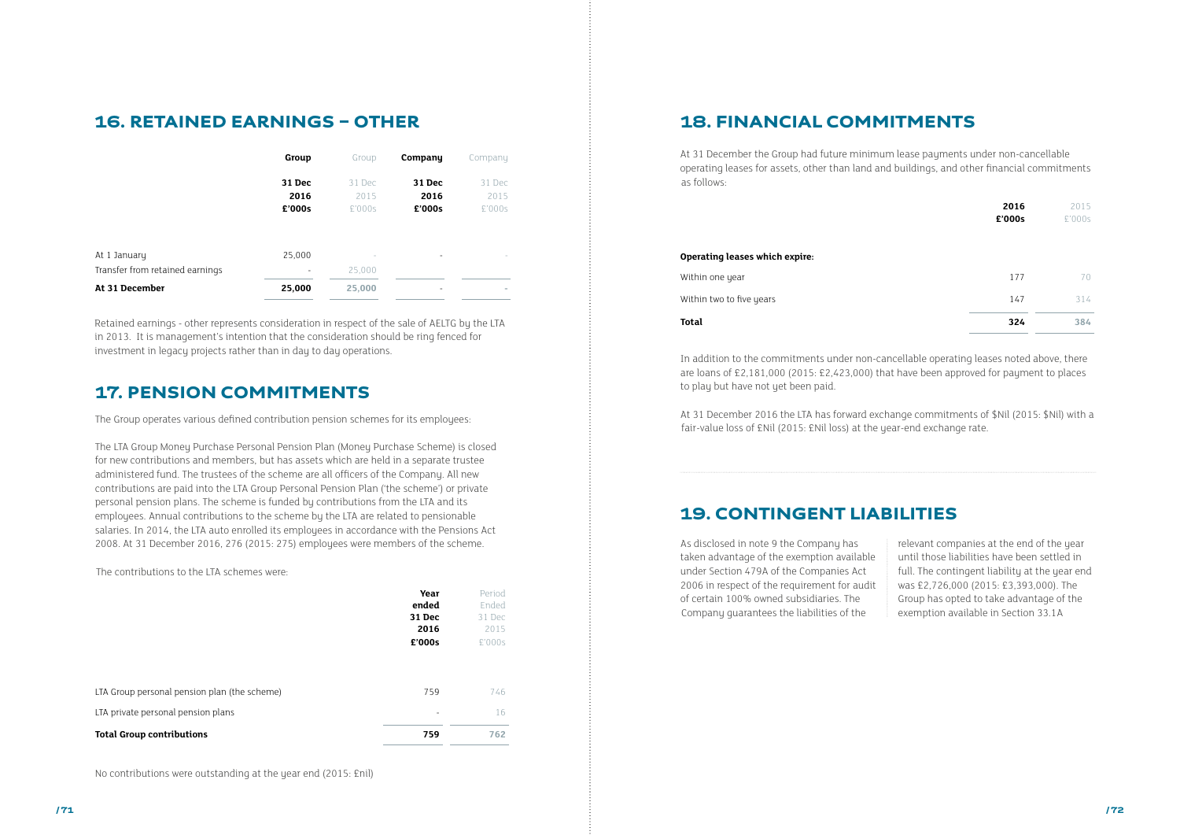## 16. RETAINED EARNINGS – OTHER

| | Group 31 Dec 2016 £'000s | Group 31 Dec 2015 £'000s | Company 31 Dec 2016 £'000s | Company 31 Dec 2015 £'000s |
|---|---|---|---|---|
| At 1 January | 25,000 | - | - | - |
| Transfer from retained earnings | - | 25,000 | | |
| **At 31 December** | **25,000** | **25,000** | - | - |

Retained earnings - other represents consideration in respect of the sale of AELTG by the LTA in 2013. It is management's intention that the consideration should be ring fenced for investment in legacy projects rather than in day to day operations.

## 17. PENSION COMMITMENTS

The Group operates various defined contribution pension schemes for its employees:

The LTA Group Money Purchase Personal Pension Plan (Money Purchase Scheme) is closed for new contributions and members, but has assets which are held in a separate trustee administered fund. The trustees of the scheme are all officers of the Company. All new contributions are paid into the LTA Group Personal Pension Plan ('the scheme') or private personal pension plans. The scheme is funded by contributions from the LTA and its employees. Annual contributions to the scheme by the LTA are related to pensionable salaries. In 2014, the LTA auto enrolled its employees in accordance with the Pensions Act 2008. At 31 December 2016, 276 (2015: 275) employees were members of the scheme.

The contributions to the LTA schemes were:

| | Year ended 31 Dec 2016 £'000s | Period Ended 31 Dec 2015 £'000s |
|---|---|---|
| LTA Group personal pension plan (the scheme) | 759 | 746 |
| LTA private personal pension plans | - | 16 |
| **Total Group contributions** | **759** | **762** |

No contributions were outstanding at the year end (2015: £nil)

## 18. FINANCIAL COMMITMENTS

At 31 December the Group had future minimum lease payments under non-cancellable operating leases for assets, other than land and buildings, and other financial commitments as follows:

| | 2016 £'000s | 2015 £'000s |
|---|---|---|
| **Operating leases which expire:** | | |
| Within one year | 177 | 70 |
| Within two to five years | 147 | 314 |
| **Total** | **324** | **384** |

In addition to the commitments under non-cancellable operating leases noted above, there are loans of £2,181,000 (2015: £2,423,000) that have been approved for payment to places to play but have not yet been paid.

At 31 December 2016 the LTA has forward exchange commitments of $Nil (2015: $Nil) with a fair-value loss of £Nil (2015: £Nil loss) at the year-end exchange rate.

## 19. CONTINGENT LIABILITIES

As disclosed in note 9 the Company has taken advantage of the exemption available under Section 479A of the Companies Act 2006 in respect of the requirement for audit of certain 100% owned subsidiaries. The Company guarantees the liabilities of the relevant companies at the end of the year until those liabilities have been settled in full. The contingent liability at the year end was £2,726,000 (2015: £3,393,000). The Group has opted to take advantage of the exemption available in Section 33.1A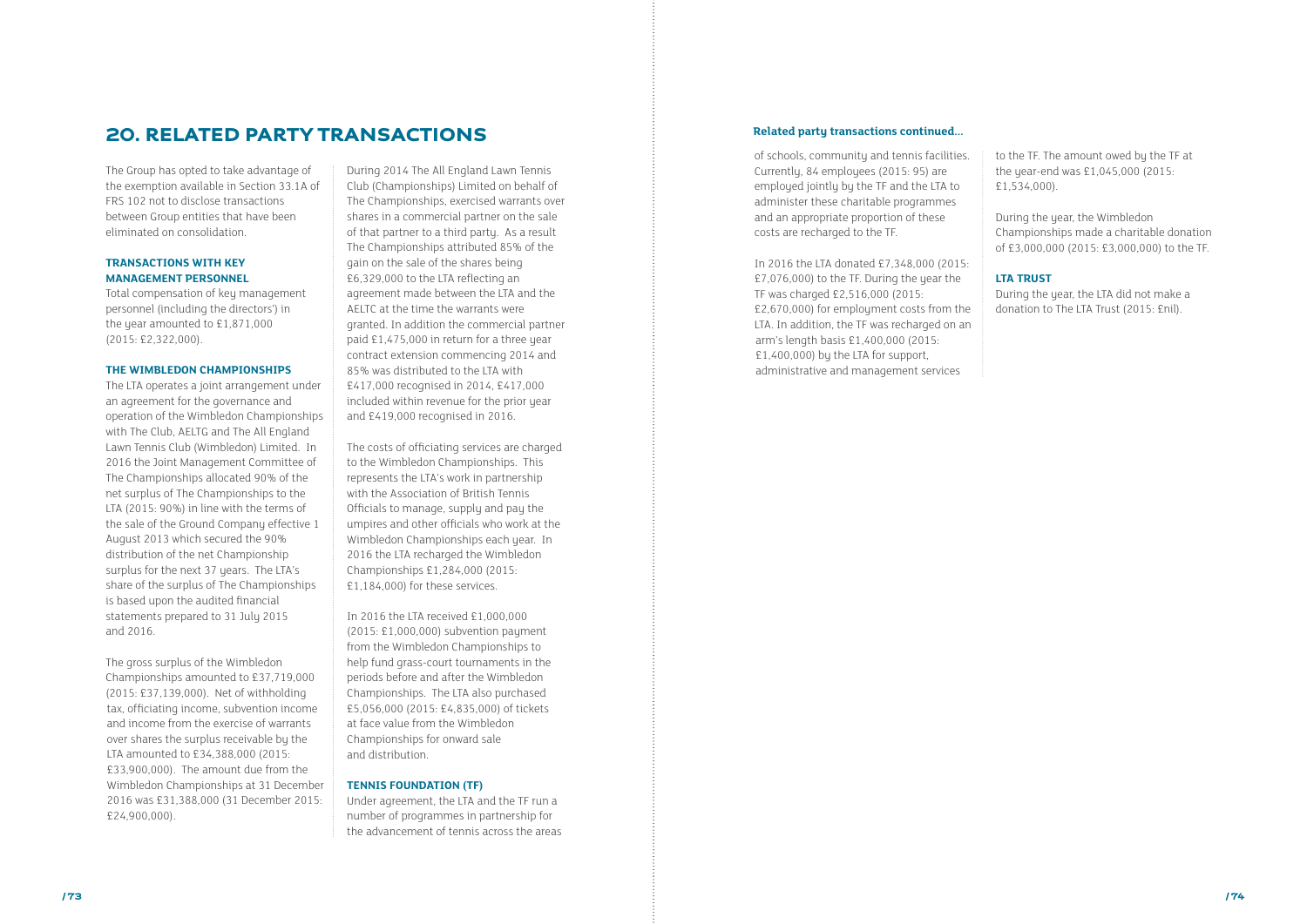# 20. RELATED PARTY TRANSACTIONS

The Group has opted to take advantage of the exemption available in Section 33.1A of FRS 102 not to disclose transactions between Group entities that have been eliminated on consolidation.

### TRANSACTIONS WITH KEY MANAGEMENT PERSONNEL

Total compensation of key management personnel (including the directors') in the year amounted to £1,871,000 (2015: £2,322,000).

### THE WIMBLEDON CHAMPIONSHIPS

The LTA operates a joint arrangement under an agreement for the governance and operation of the Wimbledon Championships with The Club, AELTG and The All England Lawn Tennis Club (Wimbledon) Limited. In 2016 the Joint Management Committee of The Championships allocated 90% of the net surplus of The Championships to the LTA (2015: 90%) in line with the terms of the sale of the Ground Company effective 1 August 2013 which secured the 90% distribution of the net Championship surplus for the next 37 years. The LTA's share of the surplus of The Championships is based upon the audited financial statements prepared to 31 July 2015 and 2016.

The gross surplus of the Wimbledon Championships amounted to £37,719,000 (2015: £37,139,000). Net of withholding tax, officiating income, subvention income and income from the exercise of warrants over shares the surplus receivable by the LTA amounted to £34,388,000 (2015: £33,900,000). The amount due from the Wimbledon Championships at 31 December 2016 was £31,388,000 (31 December 2015: £24,900,000).

During 2014 The All England Lawn Tennis Club (Championships) Limited on behalf of The Championships, exercised warrants over shares in a commercial partner on the sale of that partner to a third party. As a result The Championships attributed 85% of the gain on the sale of the shares being £6,329,000 to the LTA reflecting an agreement made between the LTA and the AELTC at the time the warrants were granted. In addition the commercial partner paid £1,475,000 in return for a three year contract extension commencing 2014 and 85% was distributed to the LTA with £417,000 recognised in 2014, £417,000 included within revenue for the prior year and £419,000 recognised in 2016.

The costs of officiating services are charged to the Wimbledon Championships. This represents the LTA's work in partnership with the Association of British Tennis Officials to manage, supply and pay the umpires and other officials who work at the Wimbledon Championships each year. In 2016 the LTA recharged the Wimbledon Championships £1,284,000 (2015: £1,184,000) for these services.

In 2016 the LTA received £1,000,000 (2015: £1,000,000) subvention payment from the Wimbledon Championships to help fund grass-court tournaments in the periods before and after the Wimbledon Championships. The LTA also purchased £5,056,000 (2015: £4,835,000) of tickets at face value from the Wimbledon Championships for onward sale and distribution.

### TENNIS FOUNDATION (TF)

Under agreement, the LTA and the TF run a number of programmes in partnership for the advancement of tennis across the areas of schools, community and tennis facilities. Currently, 84 employees (2015: 95) are employed jointly by the TF and the LTA to administer these charitable programmes and an appropriate proportion of these costs are recharged to the TF.

In 2016 the LTA donated £7,348,000 (2015: £7,076,000) to the TF. During the year the TF was charged £2,516,000 (2015: £2,670,000) for employment costs from the LTA. In addition, the TF was recharged on an arm's length basis £1,400,000 (2015: £1,400,000) by the LTA for support, administrative and management services to the TF. The amount owed by the TF at the year-end was £1,045,000 (2015: £1,534,000).

During the year, the Wimbledon Championships made a charitable donation of £3,000,000 (2015: £3,000,000) to the TF.

### LTA TRUST

During the year, the LTA did not make a donation to The LTA Trust (2015: £nil).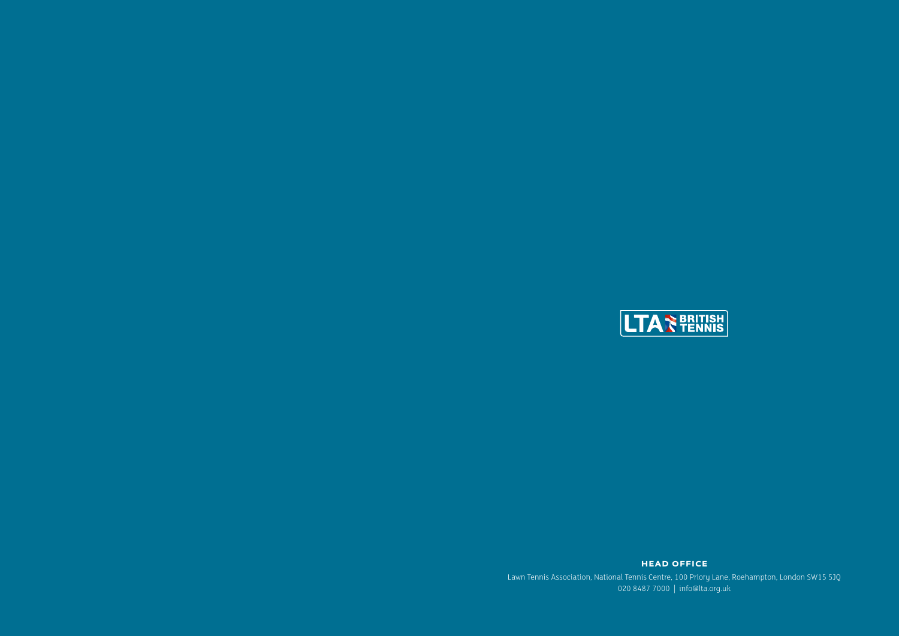LTA BRITISH TENNIS

**HEAD OFFICE**

Lawn Tennis Association, National Tennis Centre, 100 Priory Lane, Roehampton, London SW15 5JQ
020 8487 7000 | info@lta.org.uk